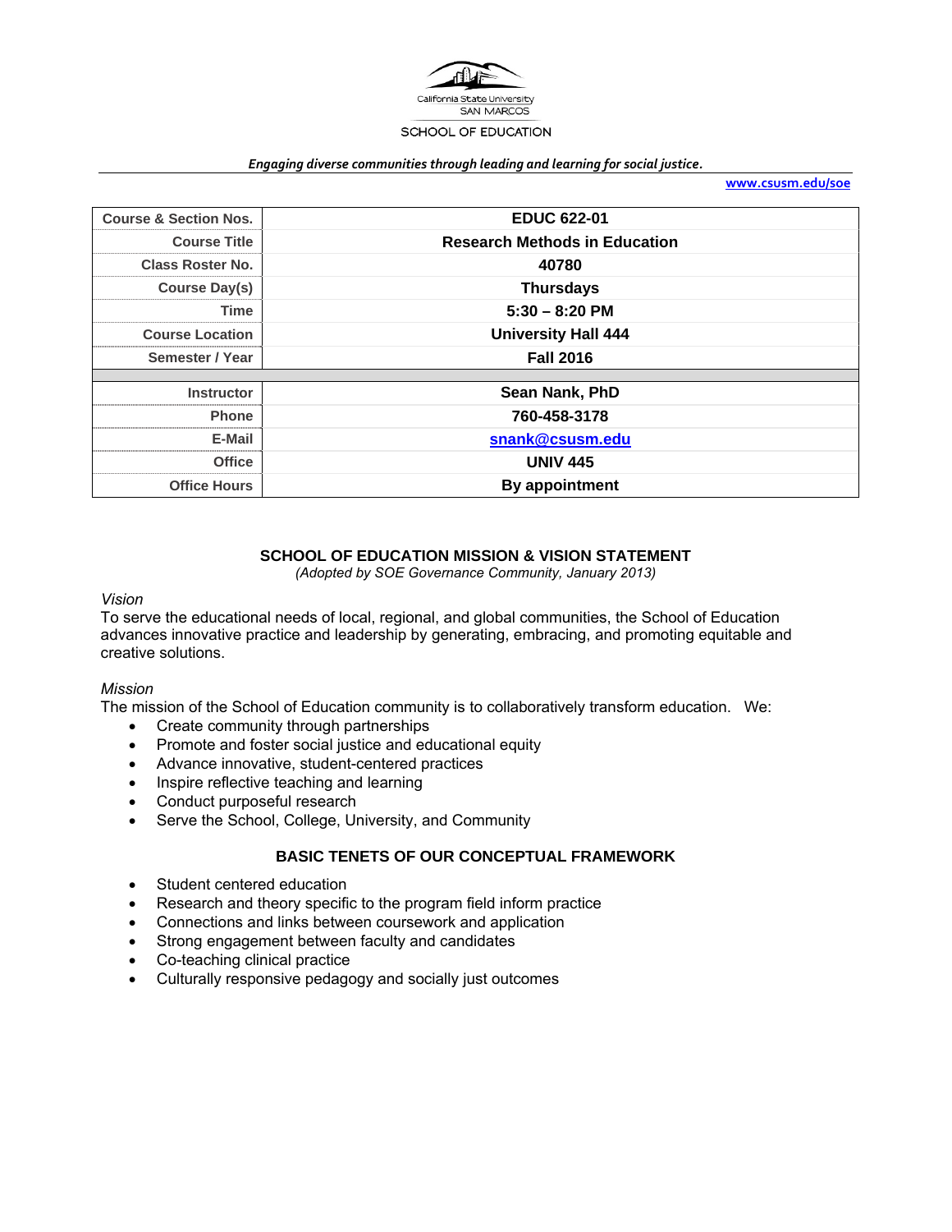California State University
SAN MARCOS
SCHOOL OF EDUCATION

*Engaging diverse communities through leading and learning for social justice.*

www.csusm.edu/soe

| | |
|---|---|
| **Course & Section Nos.** | **EDUC 622-01** |
| **Course Title** | **Research Methods in Education** |
| **Class Roster No.** | **40780** |
| **Course Day(s)** | **Thursdays** |
| **Time** | **5:30 – 8:20 PM** |
| **Course Location** | **University Hall 444** |
| **Semester / Year** | **Fall 2016** |
| **Instructor** | **Sean Nank, PhD** |
| **Phone** | **760-458-3178** |
| **E-Mail** | **snank@csusm.edu** |
| **Office** | **UNIV 445** |
| **Office Hours** | **By appointment** |

## SCHOOL OF EDUCATION MISSION & VISION STATEMENT

*(Adopted by SOE Governance Community, January 2013)*

*Vision*

To serve the educational needs of local, regional, and global communities, the School of Education advances innovative practice and leadership by generating, embracing, and promoting equitable and creative solutions.

*Mission*

The mission of the School of Education community is to collaboratively transform education. We:

- Create community through partnerships
- Promote and foster social justice and educational equity
- Advance innovative, student-centered practices
- Inspire reflective teaching and learning
- Conduct purposeful research
- Serve the School, College, University, and Community

## BASIC TENETS OF OUR CONCEPTUAL FRAMEWORK

- Student centered education
- Research and theory specific to the program field inform practice
- Connections and links between coursework and application
- Strong engagement between faculty and candidates
- Co-teaching clinical practice
- Culturally responsive pedagogy and socially just outcomes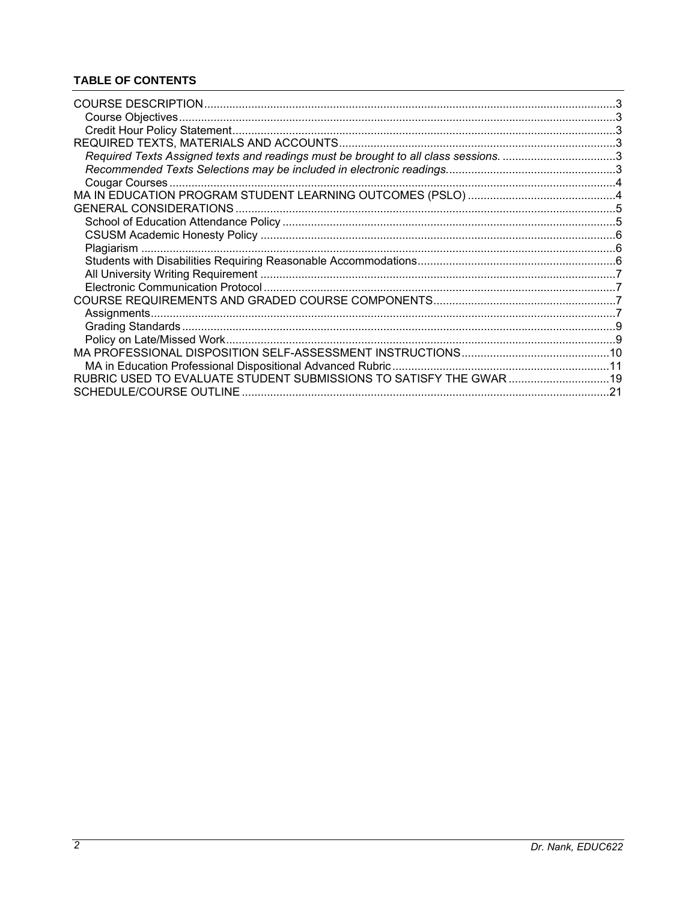**TABLE OF CONTENTS**

COURSE DESCRIPTION .......... 3
- Course Objectives .......... 3
- Credit Hour Policy Statement .......... 3

REQUIRED TEXTS, MATERIALS AND ACCOUNTS .......... 3
- *Required Texts Assigned texts and readings must be brought to all class sessions.* .......... 3
- *Recommended Texts Selections may be included in electronic readings.* .......... 3
- Cougar Courses .......... 4

MA IN EDUCATION PROGRAM STUDENT LEARNING OUTCOMES (PSLO) .......... 4

GENERAL CONSIDERATIONS .......... 5
- School of Education Attendance Policy .......... 5
- CSUSM Academic Honesty Policy .......... 6
- Plagiarism .......... 6
- Students with Disabilities Requiring Reasonable Accommodations .......... 6
- All University Writing Requirement .......... 7
- Electronic Communication Protocol .......... 7

COURSE REQUIREMENTS AND GRADED COURSE COMPONENTS .......... 7
- Assignments .......... 7
- Grading Standards .......... 9
- Policy on Late/Missed Work .......... 9

MA PROFESSIONAL DISPOSITION SELF-ASSESSMENT INSTRUCTIONS .......... 10
- MA in Education Professional Dispositional Advanced Rubric .......... 11

RUBRIC USED TO EVALUATE STUDENT SUBMISSIONS TO SATISFY THE GWAR .......... 19

SCHEDULE/COURSE OUTLINE .......... 21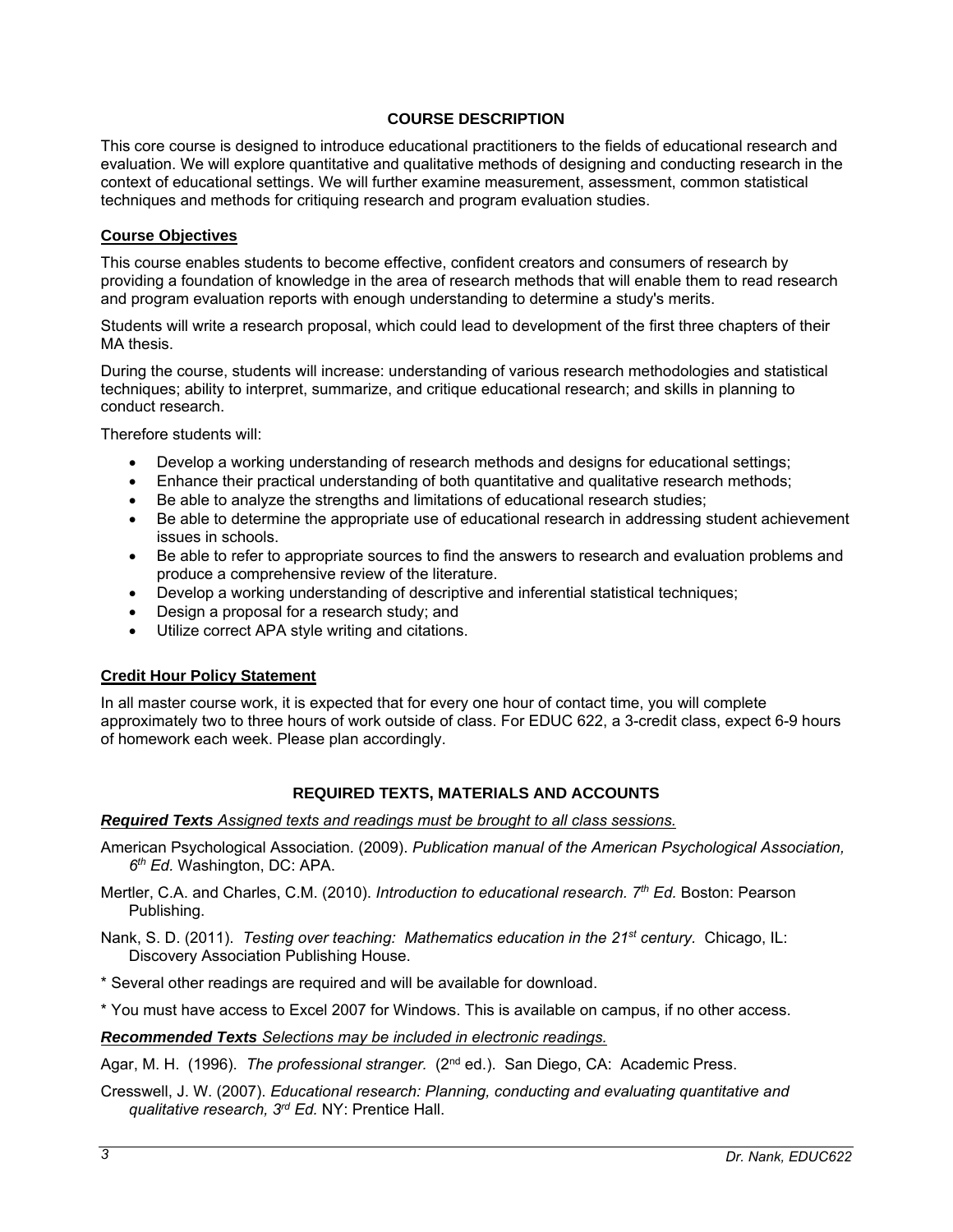## COURSE DESCRIPTION

This core course is designed to introduce educational practitioners to the fields of educational research and evaluation. We will explore quantitative and qualitative methods of designing and conducting research in the context of educational settings. We will further examine measurement, assessment, common statistical techniques and methods for critiquing research and program evaluation studies.

### Course Objectives

This course enables students to become effective, confident creators and consumers of research by providing a foundation of knowledge in the area of research methods that will enable them to read research and program evaluation reports with enough understanding to determine a study's merits.

Students will write a research proposal, which could lead to development of the first three chapters of their MA thesis.

During the course, students will increase: understanding of various research methodologies and statistical techniques; ability to interpret, summarize, and critique educational research; and skills in planning to conduct research.

Therefore students will:

- Develop a working understanding of research methods and designs for educational settings;
- Enhance their practical understanding of both quantitative and qualitative research methods;
- Be able to analyze the strengths and limitations of educational research studies;
- Be able to determine the appropriate use of educational research in addressing student achievement issues in schools.
- Be able to refer to appropriate sources to find the answers to research and evaluation problems and produce a comprehensive review of the literature.
- Develop a working understanding of descriptive and inferential statistical techniques;
- Design a proposal for a research study; and
- Utilize correct APA style writing and citations.

### Credit Hour Policy Statement

In all master course work, it is expected that for every one hour of contact time, you will complete approximately two to three hours of work outside of class. For EDUC 622, a 3-credit class, expect 6-9 hours of homework each week. Please plan accordingly.

## REQUIRED TEXTS, MATERIALS AND ACCOUNTS

***Required Texts*** *Assigned texts and readings must be brought to all class sessions.*

American Psychological Association. (2009). *Publication manual of the American Psychological Association, 6th Ed.* Washington, DC: APA.

Mertler, C.A. and Charles, C.M. (2010). *Introduction to educational research. 7th Ed.* Boston: Pearson Publishing.

Nank, S. D. (2011). *Testing over teaching: Mathematics education in the 21st century.* Chicago, IL: Discovery Association Publishing House.

* Several other readings are required and will be available for download.

* You must have access to Excel 2007 for Windows. This is available on campus, if no other access.

***Recommended Texts*** *Selections may be included in electronic readings.*

Agar, M. H. (1996). *The professional stranger.* (2nd ed.). San Diego, CA: Academic Press.

Cresswell, J. W. (2007). *Educational research: Planning, conducting and evaluating quantitative and qualitative research, 3rd Ed.* NY: Prentice Hall.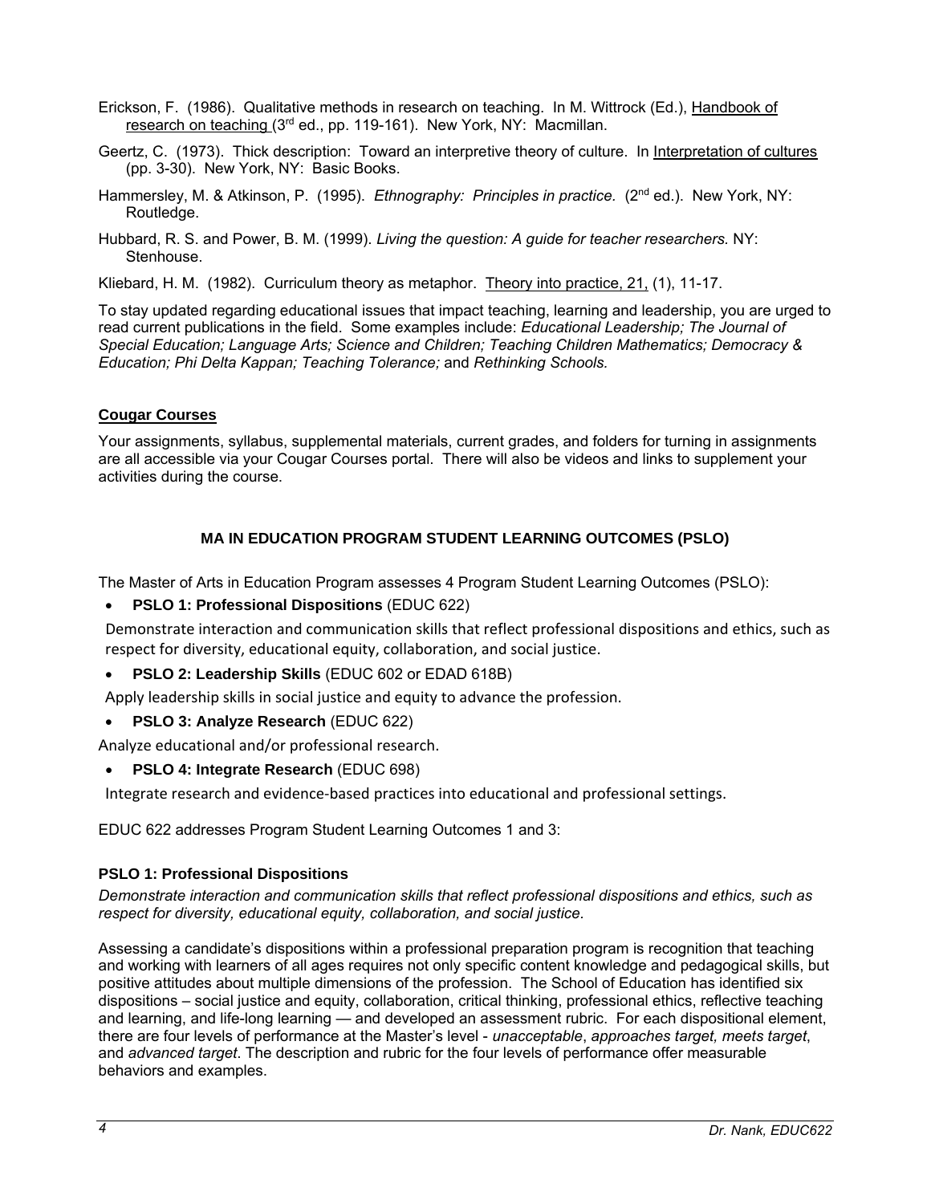Erickson, F. (1986). Qualitative methods in research on teaching. In M. Wittrock (Ed.), Handbook of research on teaching (3rd ed., pp. 119-161). New York, NY: Macmillan.

Geertz, C. (1973). Thick description: Toward an interpretive theory of culture. In Interpretation of cultures (pp. 3-30). New York, NY: Basic Books.

Hammersley, M. & Atkinson, P. (1995). *Ethnography: Principles in practice.* (2nd ed.). New York, NY: Routledge.

Hubbard, R. S. and Power, B. M. (1999). *Living the question: A guide for teacher researchers.* NY: Stenhouse.

Kliebard, H. M. (1982). Curriculum theory as metaphor. Theory into practice, 21, (1), 11-17.

To stay updated regarding educational issues that impact teaching, learning and leadership, you are urged to read current publications in the field. Some examples include: *Educational Leadership; The Journal of Special Education; Language Arts; Science and Children; Teaching Children Mathematics; Democracy & Education; Phi Delta Kappan; Teaching Tolerance;* and *Rethinking Schools.*

## Cougar Courses

Your assignments, syllabus, supplemental materials, current grades, and folders for turning in assignments are all accessible via your Cougar Courses portal. There will also be videos and links to supplement your activities during the course.

## MA IN EDUCATION PROGRAM STUDENT LEARNING OUTCOMES (PSLO)

The Master of Arts in Education Program assesses 4 Program Student Learning Outcomes (PSLO):

- **PSLO 1: Professional Dispositions** (EDUC 622)

Demonstrate interaction and communication skills that reflect professional dispositions and ethics, such as respect for diversity, educational equity, collaboration, and social justice.

- **PSLO 2: Leadership Skills** (EDUC 602 or EDAD 618B)

Apply leadership skills in social justice and equity to advance the profession.

- **PSLO 3: Analyze Research** (EDUC 622)

Analyze educational and/or professional research.

- **PSLO 4: Integrate Research** (EDUC 698)

Integrate research and evidence-based practices into educational and professional settings.

EDUC 622 addresses Program Student Learning Outcomes 1 and 3:

### PSLO 1: Professional Dispositions

*Demonstrate interaction and communication skills that reflect professional dispositions and ethics, such as respect for diversity, educational equity, collaboration, and social justice.*

Assessing a candidate's dispositions within a professional preparation program is recognition that teaching and working with learners of all ages requires not only specific content knowledge and pedagogical skills, but positive attitudes about multiple dimensions of the profession. The School of Education has identified six dispositions – social justice and equity, collaboration, critical thinking, professional ethics, reflective teaching and learning, and life-long learning — and developed an assessment rubric. For each dispositional element, there are four levels of performance at the Master's level - *unacceptable*, *approaches target, meets target*, and *advanced target*. The description and rubric for the four levels of performance offer measurable behaviors and examples.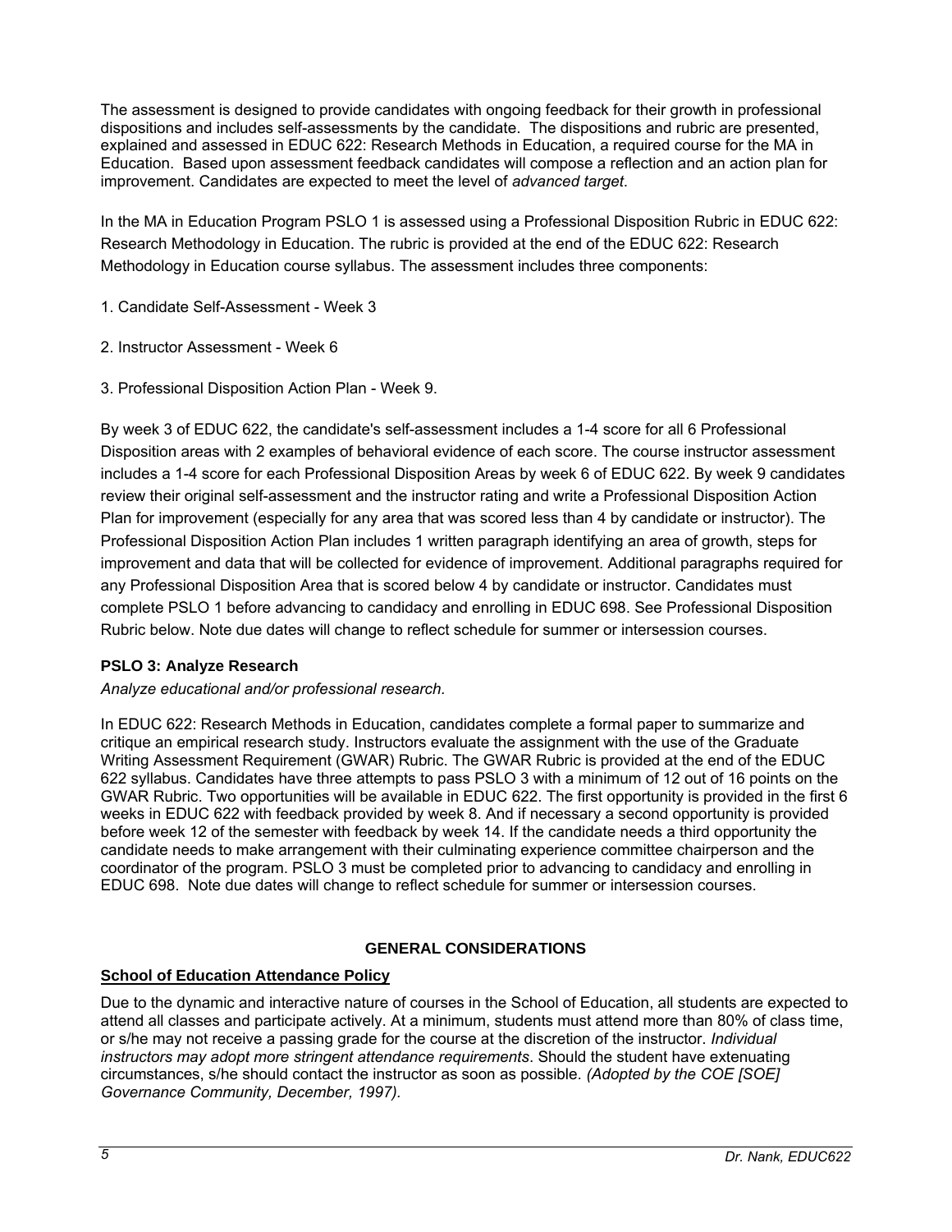The assessment is designed to provide candidates with ongoing feedback for their growth in professional dispositions and includes self-assessments by the candidate. The dispositions and rubric are presented, explained and assessed in EDUC 622: Research Methods in Education, a required course for the MA in Education. Based upon assessment feedback candidates will compose a reflection and an action plan for improvement. Candidates are expected to meet the level of *advanced target*.

In the MA in Education Program PSLO 1 is assessed using a Professional Disposition Rubric in EDUC 622: Research Methodology in Education. The rubric is provided at the end of the EDUC 622: Research Methodology in Education course syllabus. The assessment includes three components:

1. Candidate Self-Assessment - Week 3

2. Instructor Assessment - Week 6

3. Professional Disposition Action Plan - Week 9.

By week 3 of EDUC 622, the candidate's self-assessment includes a 1-4 score for all 6 Professional Disposition areas with 2 examples of behavioral evidence of each score. The course instructor assessment includes a 1-4 score for each Professional Disposition Areas by week 6 of EDUC 622. By week 9 candidates review their original self-assessment and the instructor rating and write a Professional Disposition Action Plan for improvement (especially for any area that was scored less than 4 by candidate or instructor). The Professional Disposition Action Plan includes 1 written paragraph identifying an area of growth, steps for improvement and data that will be collected for evidence of improvement. Additional paragraphs required for any Professional Disposition Area that is scored below 4 by candidate or instructor. Candidates must complete PSLO 1 before advancing to candidacy and enrolling in EDUC 698. See Professional Disposition Rubric below. Note due dates will change to reflect schedule for summer or intersession courses.

**PSLO 3: Analyze Research**

*Analyze educational and/or professional research.*

In EDUC 622: Research Methods in Education, candidates complete a formal paper to summarize and critique an empirical research study. Instructors evaluate the assignment with the use of the Graduate Writing Assessment Requirement (GWAR) Rubric. The GWAR Rubric is provided at the end of the EDUC 622 syllabus. Candidates have three attempts to pass PSLO 3 with a minimum of 12 out of 16 points on the GWAR Rubric. Two opportunities will be available in EDUC 622. The first opportunity is provided in the first 6 weeks in EDUC 622 with feedback provided by week 8. And if necessary a second opportunity is provided before week 12 of the semester with feedback by week 14. If the candidate needs a third opportunity the candidate needs to make arrangement with their culminating experience committee chairperson and the coordinator of the program. PSLO 3 must be completed prior to advancing to candidacy and enrolling in EDUC 698. Note due dates will change to reflect schedule for summer or intersession courses.

## GENERAL CONSIDERATIONS

**School of Education Attendance Policy**

Due to the dynamic and interactive nature of courses in the School of Education, all students are expected to attend all classes and participate actively. At a minimum, students must attend more than 80% of class time, or s/he may not receive a passing grade for the course at the discretion of the instructor. *Individual instructors may adopt more stringent attendance requirements*. Should the student have extenuating circumstances, s/he should contact the instructor as soon as possible. *(Adopted by the COE [SOE] Governance Community, December, 1997).*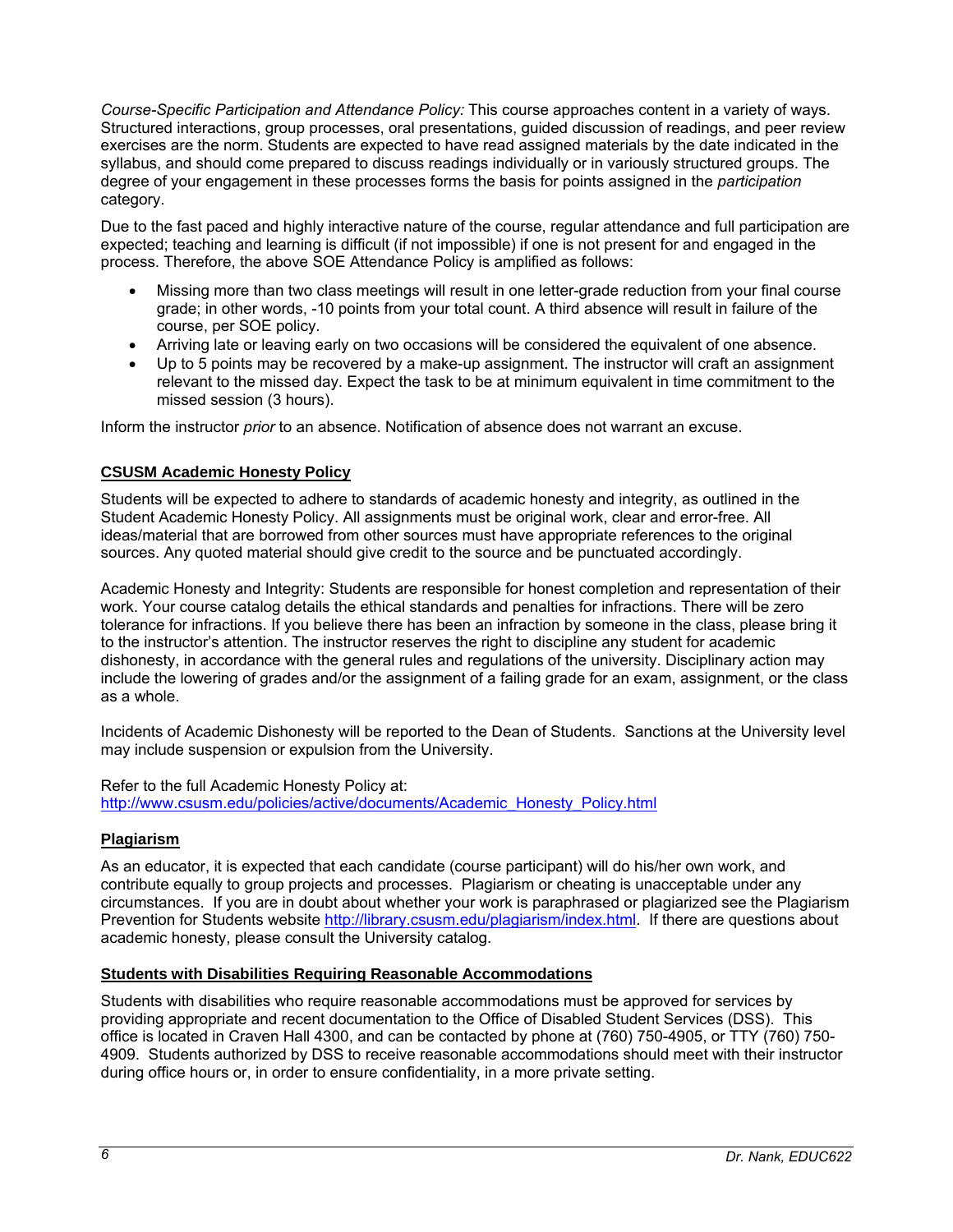*Course-Specific Participation and Attendance Policy:* This course approaches content in a variety of ways. Structured interactions, group processes, oral presentations, guided discussion of readings, and peer review exercises are the norm. Students are expected to have read assigned materials by the date indicated in the syllabus, and should come prepared to discuss readings individually or in variously structured groups. The degree of your engagement in these processes forms the basis for points assigned in the *participation* category.

Due to the fast paced and highly interactive nature of the course, regular attendance and full participation are expected; teaching and learning is difficult (if not impossible) if one is not present for and engaged in the process. Therefore, the above SOE Attendance Policy is amplified as follows:

- Missing more than two class meetings will result in one letter-grade reduction from your final course grade; in other words, -10 points from your total count. A third absence will result in failure of the course, per SOE policy.
- Arriving late or leaving early on two occasions will be considered the equivalent of one absence.
- Up to 5 points may be recovered by a make-up assignment. The instructor will craft an assignment relevant to the missed day. Expect the task to be at minimum equivalent in time commitment to the missed session (3 hours).

Inform the instructor *prior* to an absence. Notification of absence does not warrant an excuse.

## CSUSM Academic Honesty Policy

Students will be expected to adhere to standards of academic honesty and integrity, as outlined in the Student Academic Honesty Policy. All assignments must be original work, clear and error-free. All ideas/material that are borrowed from other sources must have appropriate references to the original sources. Any quoted material should give credit to the source and be punctuated accordingly.

Academic Honesty and Integrity: Students are responsible for honest completion and representation of their work. Your course catalog details the ethical standards and penalties for infractions. There will be zero tolerance for infractions. If you believe there has been an infraction by someone in the class, please bring it to the instructor's attention. The instructor reserves the right to discipline any student for academic dishonesty, in accordance with the general rules and regulations of the university. Disciplinary action may include the lowering of grades and/or the assignment of a failing grade for an exam, assignment, or the class as a whole.

Incidents of Academic Dishonesty will be reported to the Dean of Students. Sanctions at the University level may include suspension or expulsion from the University.

Refer to the full Academic Honesty Policy at:
http://www.csusm.edu/policies/active/documents/Academic_Honesty_Policy.html

## Plagiarism

As an educator, it is expected that each candidate (course participant) will do his/her own work, and contribute equally to group projects and processes. Plagiarism or cheating is unacceptable under any circumstances. If you are in doubt about whether your work is paraphrased or plagiarized see the Plagiarism Prevention for Students website http://library.csusm.edu/plagiarism/index.html. If there are questions about academic honesty, please consult the University catalog.

## Students with Disabilities Requiring Reasonable Accommodations

Students with disabilities who require reasonable accommodations must be approved for services by providing appropriate and recent documentation to the Office of Disabled Student Services (DSS). This office is located in Craven Hall 4300, and can be contacted by phone at (760) 750-4905, or TTY (760) 750-4909. Students authorized by DSS to receive reasonable accommodations should meet with their instructor during office hours or, in order to ensure confidentiality, in a more private setting.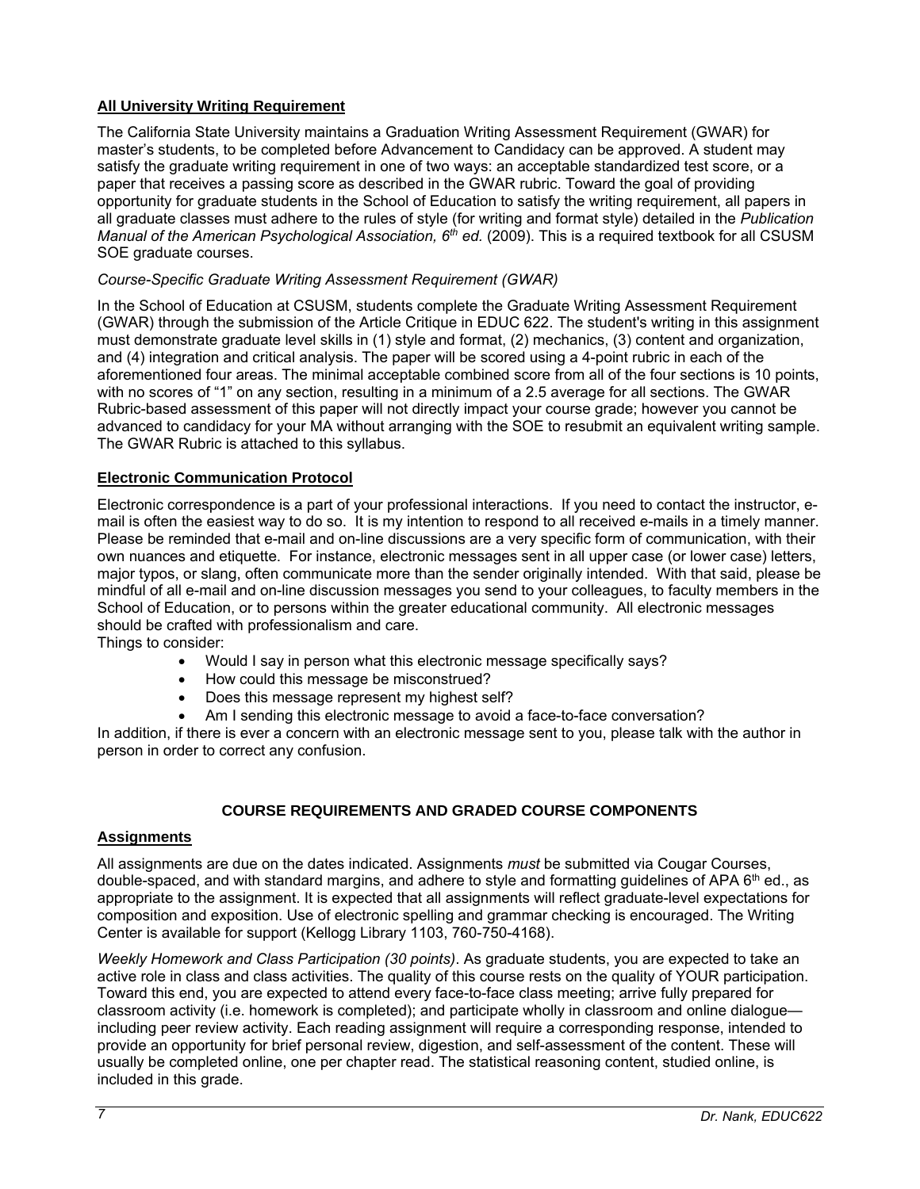**All University Writing Requirement**

The California State University maintains a Graduation Writing Assessment Requirement (GWAR) for master's students, to be completed before Advancement to Candidacy can be approved. A student may satisfy the graduate writing requirement in one of two ways: an acceptable standardized test score, or a paper that receives a passing score as described in the GWAR rubric. Toward the goal of providing opportunity for graduate students in the School of Education to satisfy the writing requirement, all papers in all graduate classes must adhere to the rules of style (for writing and format style) detailed in the *Publication Manual of the American Psychological Association, 6th ed.* (2009). This is a required textbook for all CSUSM SOE graduate courses.

*Course-Specific Graduate Writing Assessment Requirement (GWAR)*

In the School of Education at CSUSM, students complete the Graduate Writing Assessment Requirement (GWAR) through the submission of the Article Critique in EDUC 622. The student's writing in this assignment must demonstrate graduate level skills in (1) style and format, (2) mechanics, (3) content and organization, and (4) integration and critical analysis. The paper will be scored using a 4-point rubric in each of the aforementioned four areas. The minimal acceptable combined score from all of the four sections is 10 points, with no scores of "1" on any section, resulting in a minimum of a 2.5 average for all sections. The GWAR Rubric-based assessment of this paper will not directly impact your course grade; however you cannot be advanced to candidacy for your MA without arranging with the SOE to resubmit an equivalent writing sample. The GWAR Rubric is attached to this syllabus.

**Electronic Communication Protocol**

Electronic correspondence is a part of your professional interactions. If you need to contact the instructor, e-mail is often the easiest way to do so. It is my intention to respond to all received e-mails in a timely manner. Please be reminded that e-mail and on-line discussions are a very specific form of communication, with their own nuances and etiquette. For instance, electronic messages sent in all upper case (or lower case) letters, major typos, or slang, often communicate more than the sender originally intended. With that said, please be mindful of all e-mail and on-line discussion messages you send to your colleagues, to faculty members in the School of Education, or to persons within the greater educational community. All electronic messages should be crafted with professionalism and care.
Things to consider:

- Would I say in person what this electronic message specifically says?
- How could this message be misconstrued?
- Does this message represent my highest self?
- Am I sending this electronic message to avoid a face-to-face conversation?

In addition, if there is ever a concern with an electronic message sent to you, please talk with the author in person in order to correct any confusion.

## COURSE REQUIREMENTS AND GRADED COURSE COMPONENTS

**Assignments**

All assignments are due on the dates indicated. Assignments *must* be submitted via Cougar Courses, double-spaced, and with standard margins, and adhere to style and formatting guidelines of APA 6th ed., as appropriate to the assignment. It is expected that all assignments will reflect graduate-level expectations for composition and exposition. Use of electronic spelling and grammar checking is encouraged. The Writing Center is available for support (Kellogg Library 1103, 760-750-4168).

*Weekly Homework and Class Participation (30 points)*. As graduate students, you are expected to take an active role in class and class activities. The quality of this course rests on the quality of YOUR participation. Toward this end, you are expected to attend every face-to-face class meeting; arrive fully prepared for classroom activity (i.e. homework is completed); and participate wholly in classroom and online dialogue—including peer review activity. Each reading assignment will require a corresponding response, intended to provide an opportunity for brief personal review, digestion, and self-assessment of the content. These will usually be completed online, one per chapter read. The statistical reasoning content, studied online, is included in this grade.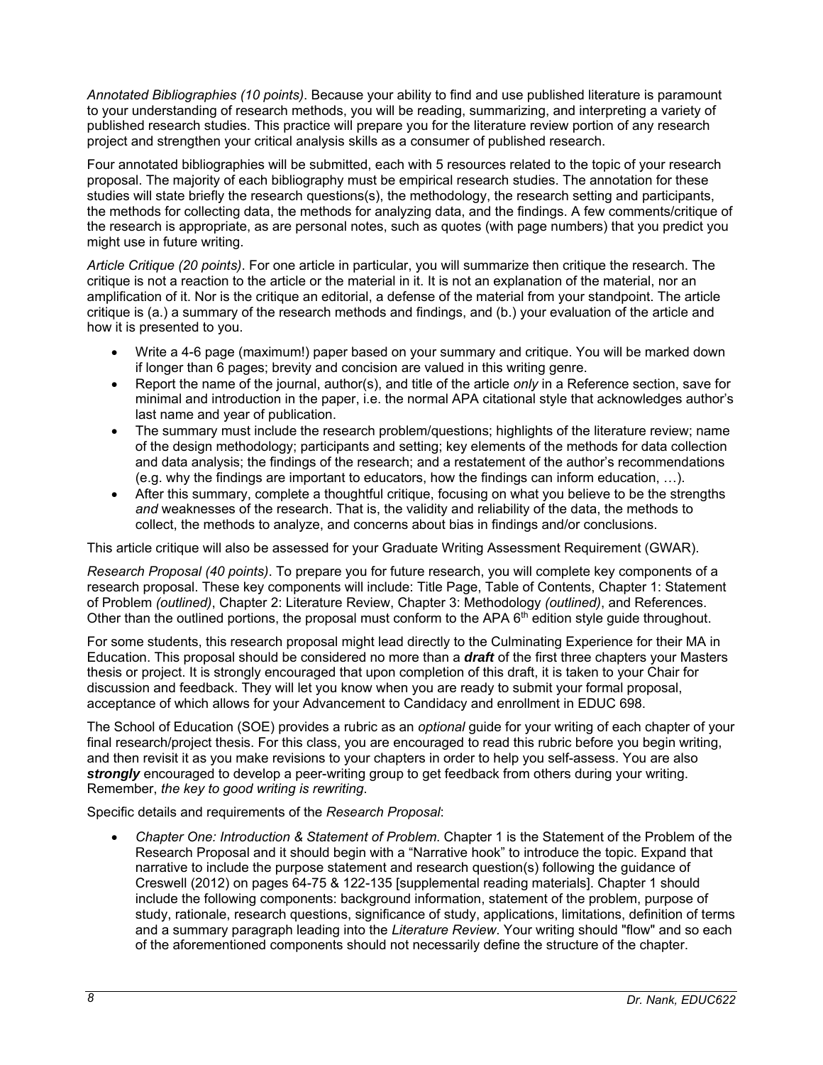*Annotated Bibliographies (10 points)*. Because your ability to find and use published literature is paramount to your understanding of research methods, you will be reading, summarizing, and interpreting a variety of published research studies. This practice will prepare you for the literature review portion of any research project and strengthen your critical analysis skills as a consumer of published research.

Four annotated bibliographies will be submitted, each with 5 resources related to the topic of your research proposal. The majority of each bibliography must be empirical research studies. The annotation for these studies will state briefly the research questions(s), the methodology, the research setting and participants, the methods for collecting data, the methods for analyzing data, and the findings. A few comments/critique of the research is appropriate, as are personal notes, such as quotes (with page numbers) that you predict you might use in future writing.

*Article Critique (20 points)*. For one article in particular, you will summarize then critique the research. The critique is not a reaction to the article or the material in it. It is not an explanation of the material, nor an amplification of it. Nor is the critique an editorial, a defense of the material from your standpoint. The article critique is (a.) a summary of the research methods and findings, and (b.) your evaluation of the article and how it is presented to you.

- Write a 4-6 page (maximum!) paper based on your summary and critique. You will be marked down if longer than 6 pages; brevity and concision are valued in this writing genre.
- Report the name of the journal, author(s), and title of the article *only* in a Reference section, save for minimal and introduction in the paper, i.e. the normal APA citational style that acknowledges author's last name and year of publication.
- The summary must include the research problem/questions; highlights of the literature review; name of the design methodology; participants and setting; key elements of the methods for data collection and data analysis; the findings of the research; and a restatement of the author's recommendations (e.g. why the findings are important to educators, how the findings can inform education, …).
- After this summary, complete a thoughtful critique, focusing on what you believe to be the strengths *and* weaknesses of the research. That is, the validity and reliability of the data, the methods to collect, the methods to analyze, and concerns about bias in findings and/or conclusions.

This article critique will also be assessed for your Graduate Writing Assessment Requirement (GWAR).

*Research Proposal (40 points)*. To prepare you for future research, you will complete key components of a research proposal. These key components will include: Title Page, Table of Contents, Chapter 1: Statement of Problem *(outlined)*, Chapter 2: Literature Review, Chapter 3: Methodology *(outlined)*, and References. Other than the outlined portions, the proposal must conform to the APA 6th edition style guide throughout.

For some students, this research proposal might lead directly to the Culminating Experience for their MA in Education. This proposal should be considered no more than a ***draft*** of the first three chapters your Masters thesis or project. It is strongly encouraged that upon completion of this draft, it is taken to your Chair for discussion and feedback. They will let you know when you are ready to submit your formal proposal, acceptance of which allows for your Advancement to Candidacy and enrollment in EDUC 698.

The School of Education (SOE) provides a rubric as an *optional* guide for your writing of each chapter of your final research/project thesis. For this class, you are encouraged to read this rubric before you begin writing, and then revisit it as you make revisions to your chapters in order to help you self-assess. You are also ***strongly*** encouraged to develop a peer-writing group to get feedback from others during your writing. Remember, *the key to good writing is rewriting*.

Specific details and requirements of the *Research Proposal*:

- *Chapter One: Introduction & Statement of Problem*. Chapter 1 is the Statement of the Problem of the Research Proposal and it should begin with a "Narrative hook" to introduce the topic. Expand that narrative to include the purpose statement and research question(s) following the guidance of Creswell (2012) on pages 64-75 & 122-135 [supplemental reading materials]. Chapter 1 should include the following components: background information, statement of the problem, purpose of study, rationale, research questions, significance of study, applications, limitations, definition of terms and a summary paragraph leading into the *Literature Review*. Your writing should "flow" and so each of the aforementioned components should not necessarily define the structure of the chapter.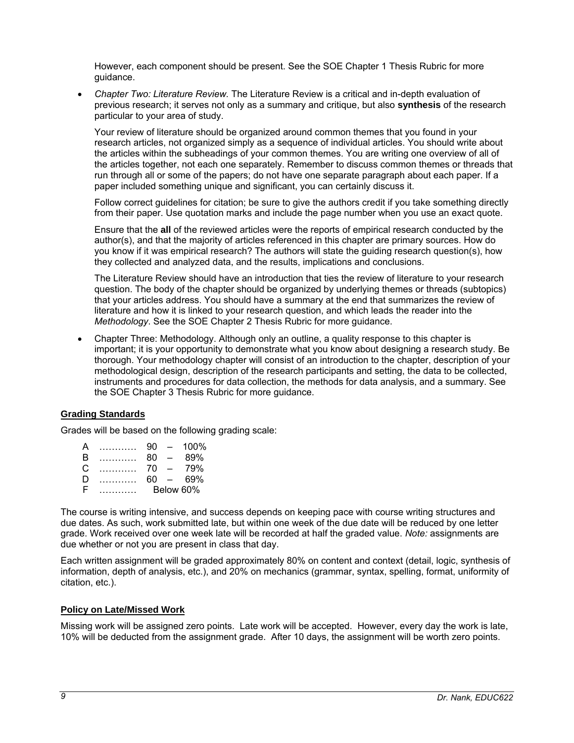However, each component should be present. See the SOE Chapter 1 Thesis Rubric for more guidance.

- *Chapter Two: Literature Review.* The Literature Review is a critical and in-depth evaluation of previous research; it serves not only as a summary and critique, but also **synthesis** of the research particular to your area of study.

  Your review of literature should be organized around common themes that you found in your research articles, not organized simply as a sequence of individual articles. You should write about the articles within the subheadings of your common themes. You are writing one overview of all of the articles together, not each one separately. Remember to discuss common themes or threads that run through all or some of the papers; do not have one separate paragraph about each paper. If a paper included something unique and significant, you can certainly discuss it.

  Follow correct guidelines for citation; be sure to give the authors credit if you take something directly from their paper. Use quotation marks and include the page number when you use an exact quote.

  Ensure that the **all** of the reviewed articles were the reports of empirical research conducted by the author(s), and that the majority of articles referenced in this chapter are primary sources. How do you know if it was empirical research? The authors will state the guiding research question(s), how they collected and analyzed data, and the results, implications and conclusions.

  The Literature Review should have an introduction that ties the review of literature to your research question. The body of the chapter should be organized by underlying themes or threads (subtopics) that your articles address. You should have a summary at the end that summarizes the review of literature and how it is linked to your research question, and which leads the reader into the *Methodology*. See the SOE Chapter 2 Thesis Rubric for more guidance.

- Chapter Three: Methodology. Although only an outline, a quality response to this chapter is important; it is your opportunity to demonstrate what you know about designing a research study. Be thorough. Your methodology chapter will consist of an introduction to the chapter, description of your methodological design, description of the research participants and setting, the data to be collected, instruments and procedures for data collection, the methods for data analysis, and a summary. See the SOE Chapter 3 Thesis Rubric for more guidance.

## Grading Standards

Grades will be based on the following grading scale:

A ………… 90 – 100%
B ………… 80 – 89%
C ………… 70 – 79%
D ………… 60 – 69%
F ………… Below 60%

The course is writing intensive, and success depends on keeping pace with course writing structures and due dates. As such, work submitted late, but within one week of the due date will be reduced by one letter grade. Work received over one week late will be recorded at half the graded value. *Note:* assignments are due whether or not you are present in class that day.

Each written assignment will be graded approximately 80% on content and context (detail, logic, synthesis of information, depth of analysis, etc.), and 20% on mechanics (grammar, syntax, spelling, format, uniformity of citation, etc.).

## Policy on Late/Missed Work

Missing work will be assigned zero points. Late work will be accepted. However, every day the work is late, 10% will be deducted from the assignment grade. After 10 days, the assignment will be worth zero points.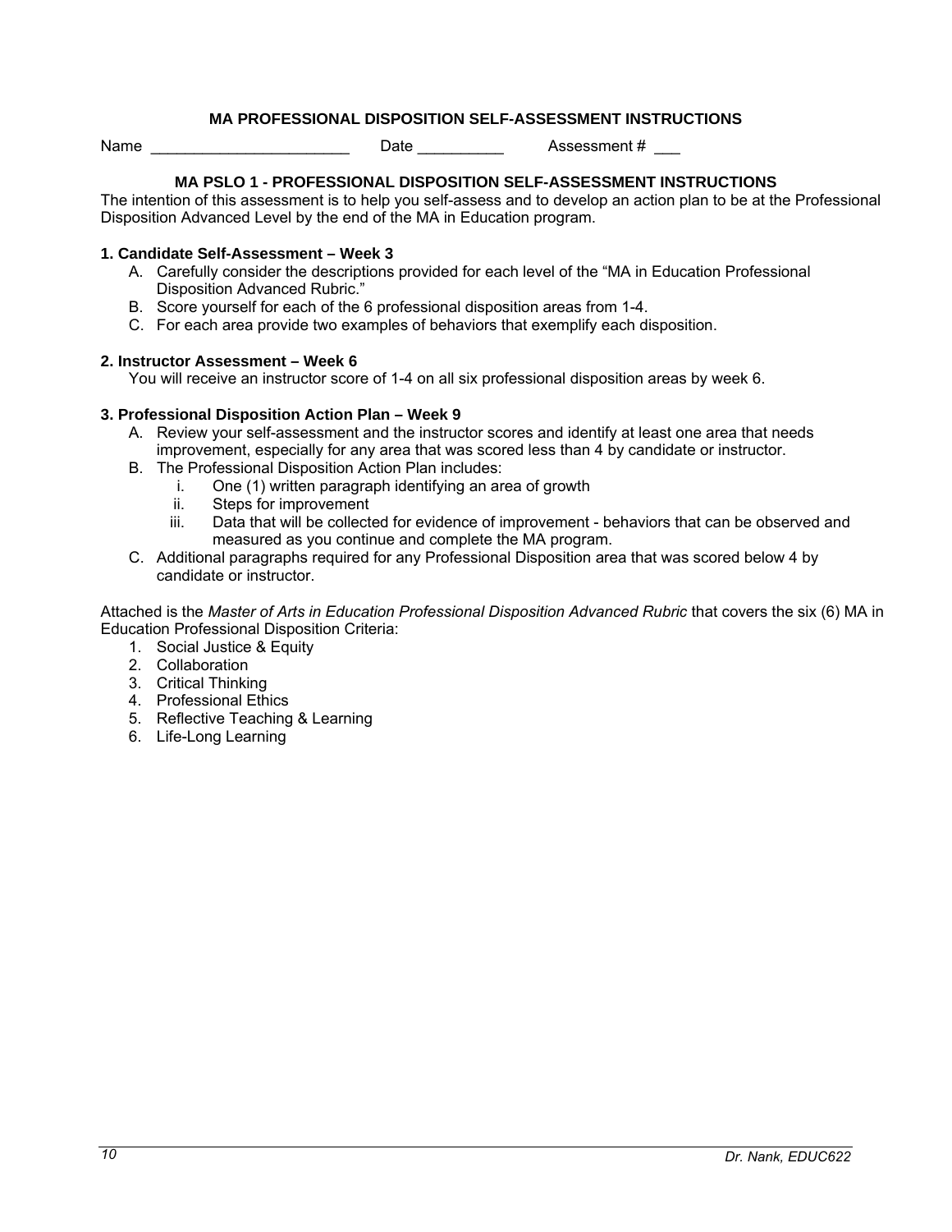## MA PROFESSIONAL DISPOSITION SELF-ASSESSMENT INSTRUCTIONS

Name ______________________ Date __________ Assessment # ___

### MA PSLO 1 - PROFESSIONAL DISPOSITION SELF-ASSESSMENT INSTRUCTIONS

The intention of this assessment is to help you self-assess and to develop an action plan to be at the Professional Disposition Advanced Level by the end of the MA in Education program.

**1. Candidate Self-Assessment – Week 3**

A. Carefully consider the descriptions provided for each level of the "MA in Education Professional Disposition Advanced Rubric."
B. Score yourself for each of the 6 professional disposition areas from 1-4.
C. For each area provide two examples of behaviors that exemplify each disposition.

**2. Instructor Assessment – Week 6**

You will receive an instructor score of 1-4 on all six professional disposition areas by week 6.

**3. Professional Disposition Action Plan – Week 9**

A. Review your self-assessment and the instructor scores and identify at least one area that needs improvement, especially for any area that was scored less than 4 by candidate or instructor.
B. The Professional Disposition Action Plan includes:
   i. One (1) written paragraph identifying an area of growth
   ii. Steps for improvement
   iii. Data that will be collected for evidence of improvement - behaviors that can be observed and measured as you continue and complete the MA program.
C. Additional paragraphs required for any Professional Disposition area that was scored below 4 by candidate or instructor.

Attached is the *Master of Arts in Education Professional Disposition Advanced Rubric* that covers the six (6) MA in Education Professional Disposition Criteria:

1. Social Justice & Equity
2. Collaboration
3. Critical Thinking
4. Professional Ethics
5. Reflective Teaching & Learning
6. Life-Long Learning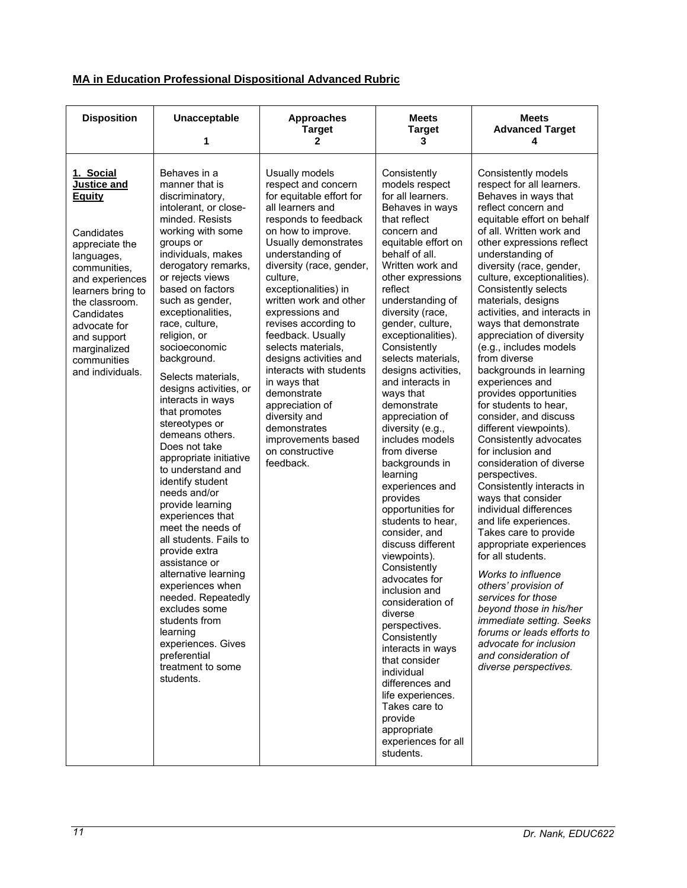## MA in Education Professional Dispositional Advanced Rubric

| Disposition | Unacceptable<br>1 | Approaches Target<br>2 | Meets Target<br>3 | Meets Advanced Target<br>4 |
| --- | --- | --- | --- | --- |
| **1. Social Justice and Equity**<br><br>Candidates appreciate the languages, communities, and experiences learners bring to the classroom. Candidates advocate for and support marginalized communities and individuals. | Behaves in a manner that is discriminatory, intolerant, or close-minded. Resists working with some groups or individuals, makes derogatory remarks, or rejects views based on factors such as gender, exceptionalities, race, culture, religion, or socioeconomic background.<br><br>Selects materials, designs activities, or interacts in ways that promotes stereotypes or demeans others. Does not take appropriate initiative to understand and identify student needs and/or provide learning experiences that meet the needs of all students. Fails to provide extra assistance or alternative learning experiences when needed. Repeatedly excludes some students from learning experiences. Gives preferential treatment to some students. | Usually models respect and concern for equitable effort for all learners and responds to feedback on how to improve. Usually demonstrates understanding of diversity (race, gender, culture, exceptionalities) in written work and other expressions and revises according to feedback. Usually selects materials, designs activities and interacts with students in ways that demonstrate appreciation of diversity and demonstrates improvements based on constructive feedback. | Consistently models respect for all learners. Behaves in ways that reflect concern and equitable effort on behalf of all. Written work and other expressions reflect understanding of diversity (race, gender, culture, exceptionalities). Consistently selects materials, designs activities, and interacts in ways that demonstrate appreciation of diversity (e.g., includes models from diverse backgrounds in learning experiences and provides opportunities for students to hear, consider, and discuss different viewpoints). Consistently advocates for inclusion and consideration of diverse perspectives. Consistently interacts in ways that consider individual differences and life experiences. Takes care to provide appropriate experiences for all students. | Consistently models respect for all learners. Behaves in ways that reflect concern and equitable effort on behalf of all. Written work and other expressions reflect understanding of diversity (race, gender, culture, exceptionalities). Consistently selects materials, designs activities, and interacts in ways that demonstrate appreciation of diversity (e.g., includes models from diverse backgrounds in learning experiences and provides opportunities for students to hear, consider, and discuss different viewpoints). Consistently advocates for inclusion and consideration of diverse perspectives. Consistently interacts in ways that consider individual differences and life experiences. Takes care to provide appropriate experiences for all students.<br><br>*Works to influence others' provision of services for those beyond those in his/her immediate setting. Seeks forums or leads efforts to advocate for inclusion and consideration of diverse perspectives.* |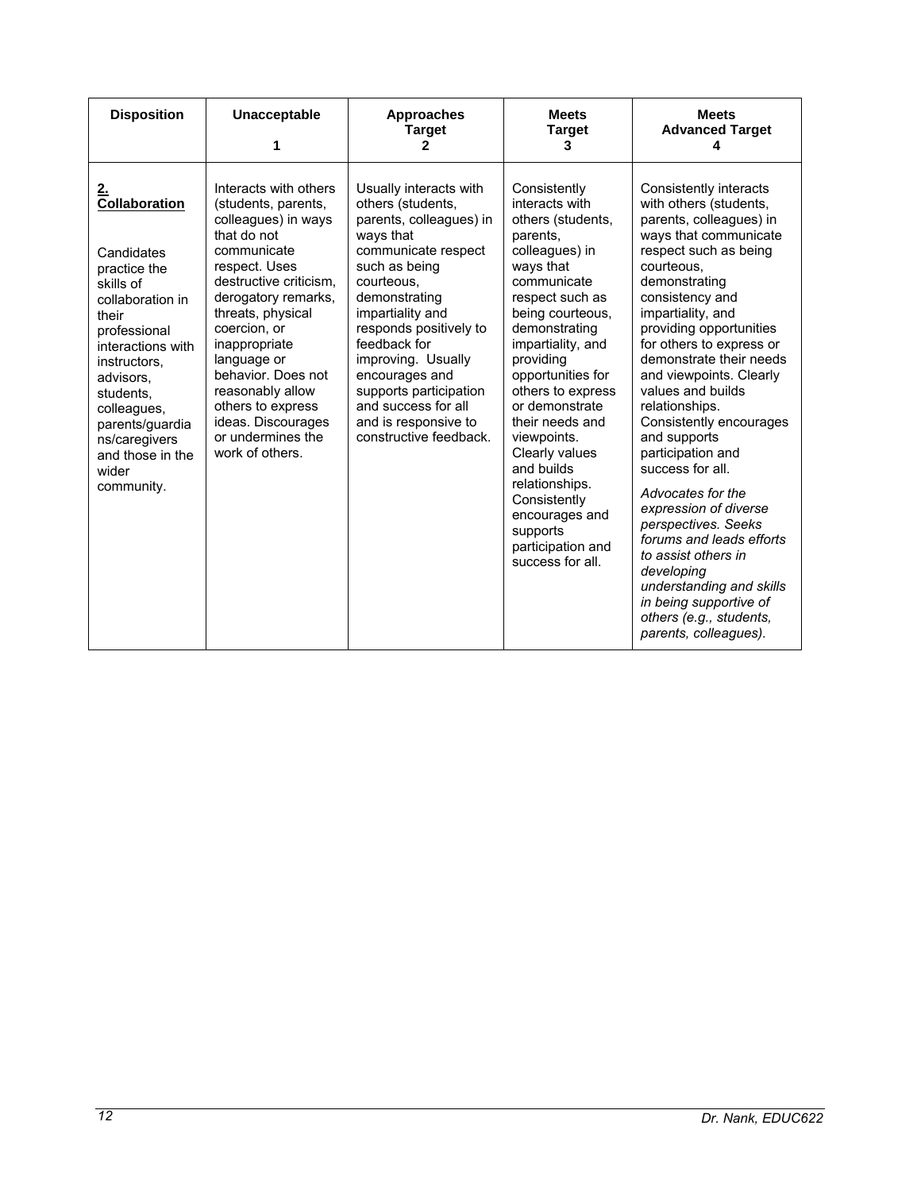| Disposition | Unacceptable 1 | Approaches Target 2 | Meets Target 3 | Meets Advanced Target 4 |
|---|---|---|---|---|
| **2. Collaboration**<br><br>Candidates practice the skills of collaboration in their professional interactions with instructors, advisors, students, colleagues, parents/guardians/caregivers and those in the wider community. | Interacts with others (students, parents, colleagues) in ways that do not communicate respect. Uses destructive criticism, derogatory remarks, threats, physical coercion, or inappropriate language or behavior. Does not reasonably allow others to express ideas. Discourages or undermines the work of others. | Usually interacts with others (students, parents, colleagues) in ways that communicate respect such as being courteous, demonstrating impartiality and responds positively to feedback for improving. Usually encourages and supports participation and success for all and is responsive to constructive feedback. | Consistently interacts with others (students, parents, colleagues) in ways that communicate respect such as being courteous, demonstrating impartiality, and providing opportunities for others to express or demonstrate their needs and viewpoints. Clearly values and builds relationships. Consistently encourages and supports participation and success for all. | Consistently interacts with others (students, parents, colleagues) in ways that communicate respect such as being courteous, demonstrating consistency and impartiality, and providing opportunities for others to express or demonstrate their needs and viewpoints. Clearly values and builds relationships. Consistently encourages and supports participation and success for all.<br><br>*Advocates for the expression of diverse perspectives. Seeks forums and leads efforts to assist others in developing understanding and skills in being supportive of others (e.g., students, parents, colleagues).* |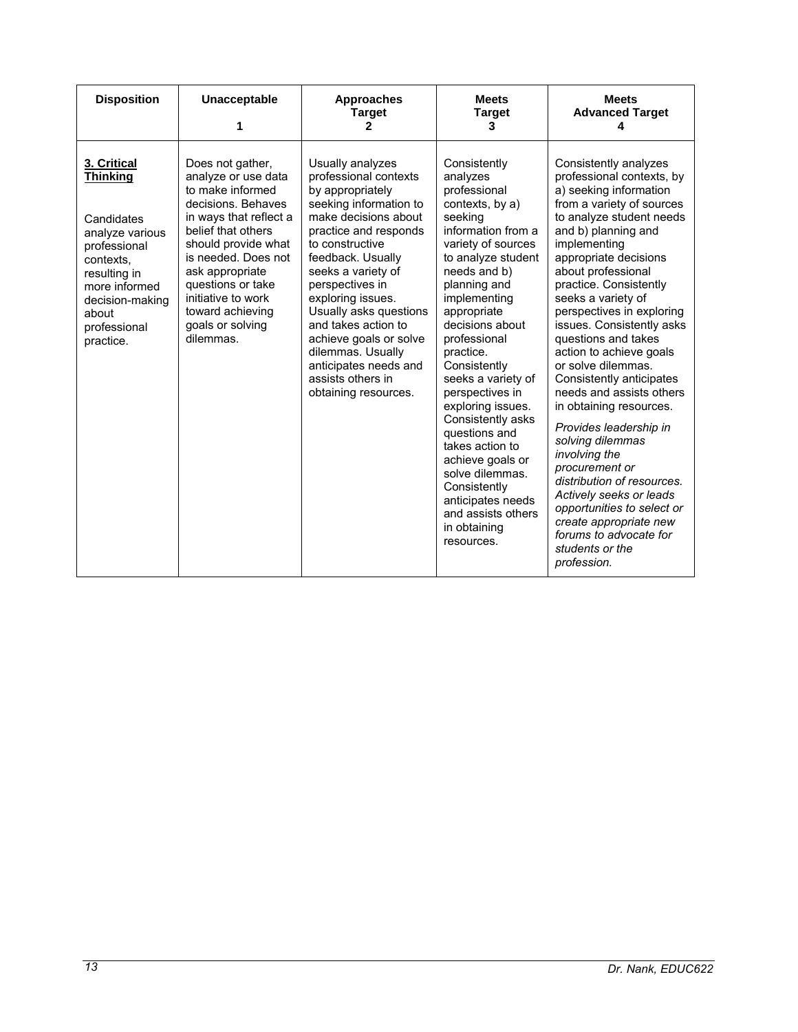| Disposition | Unacceptable 1 | Approaches Target 2 | Meets Target 3 | Meets Advanced Target 4 |
|---|---|---|---|---|
| **3. Critical Thinking** Candidates analyze various professional contexts, resulting in more informed decision-making about professional practice. | Does not gather, analyze or use data to make informed decisions. Behaves in ways that reflect a belief that others should provide what is needed. Does not ask appropriate questions or take initiative to work toward achieving goals or solving dilemmas. | Usually analyzes professional contexts by appropriately seeking information to make decisions about practice and responds to constructive feedback. Usually seeks a variety of perspectives in exploring issues. Usually asks questions and takes action to achieve goals or solve dilemmas. Usually anticipates needs and assists others in obtaining resources. | Consistently analyzes professional contexts, by a) seeking information from a variety of sources to analyze student needs and b) planning and implementing appropriate decisions about professional practice. Consistently seeks a variety of perspectives in exploring issues. Consistently asks questions and takes action to achieve goals or solve dilemmas. Consistently anticipates needs and assists others in obtaining resources. | Consistently analyzes professional contexts, by a) seeking information from a variety of sources to analyze student needs and b) planning and implementing appropriate decisions about professional practice. Consistently seeks a variety of perspectives in exploring issues. Consistently asks questions and takes action to achieve goals or solve dilemmas. Consistently anticipates needs and assists others in obtaining resources. *Provides leadership in solving dilemmas involving the procurement or distribution of resources. Actively seeks or leads opportunities to select or create appropriate new forums to advocate for students or the profession.* |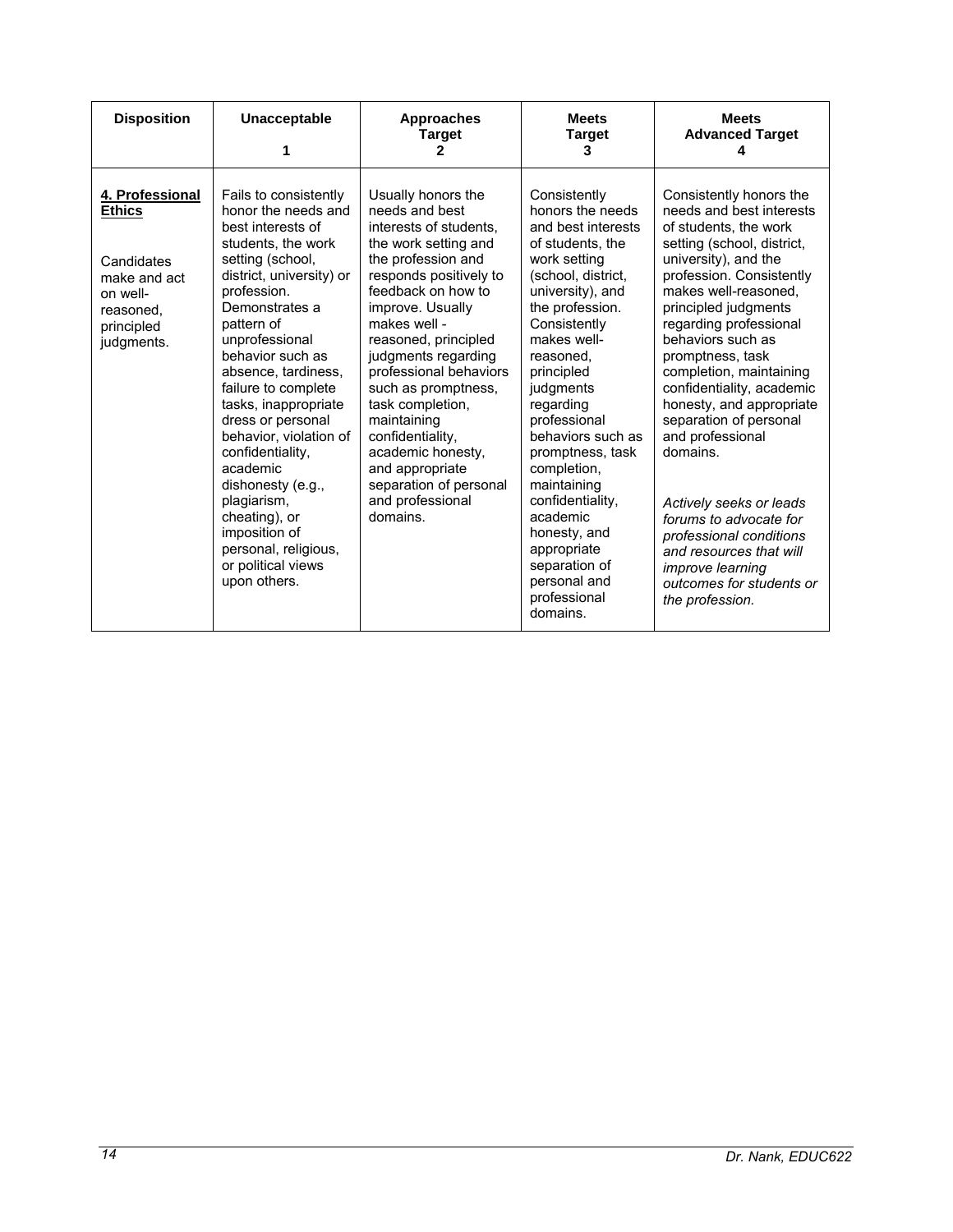| Disposition | Unacceptable 1 | Approaches Target 2 | Meets Target 3 | Meets Advanced Target 4 |
|---|---|---|---|---|
| **4. Professional Ethics**<br><br>Candidates make and act on well-reasoned, principled judgments. | Fails to consistently honor the needs and best interests of students, the work setting (school, district, university) or profession. Demonstrates a pattern of unprofessional behavior such as absence, tardiness, failure to complete tasks, inappropriate dress or personal behavior, violation of confidentiality, academic dishonesty (e.g., plagiarism, cheating), or imposition of personal, religious, or political views upon others. | Usually honors the needs and best interests of students, the work setting and the profession and responds positively to feedback on how to improve. Usually makes well - reasoned, principled judgments regarding professional behaviors such as promptness, task completion, maintaining confidentiality, academic honesty, and appropriate separation of personal and professional domains. | Consistently honors the needs and best interests of students, the work setting (school, district, university), and the profession. Consistently makes well-reasoned, principled judgments regarding professional behaviors such as promptness, task completion, maintaining confidentiality, academic honesty, and appropriate separation of personal and professional domains. | Consistently honors the needs and best interests of students, the work setting (school, district, university), and the profession. Consistently makes well-reasoned, principled judgments regarding professional behaviors such as promptness, task completion, maintaining confidentiality, academic honesty, and appropriate separation of personal and professional domains.<br><br>*Actively seeks or leads forums to advocate for professional conditions and resources that will improve learning outcomes for students or the profession.* |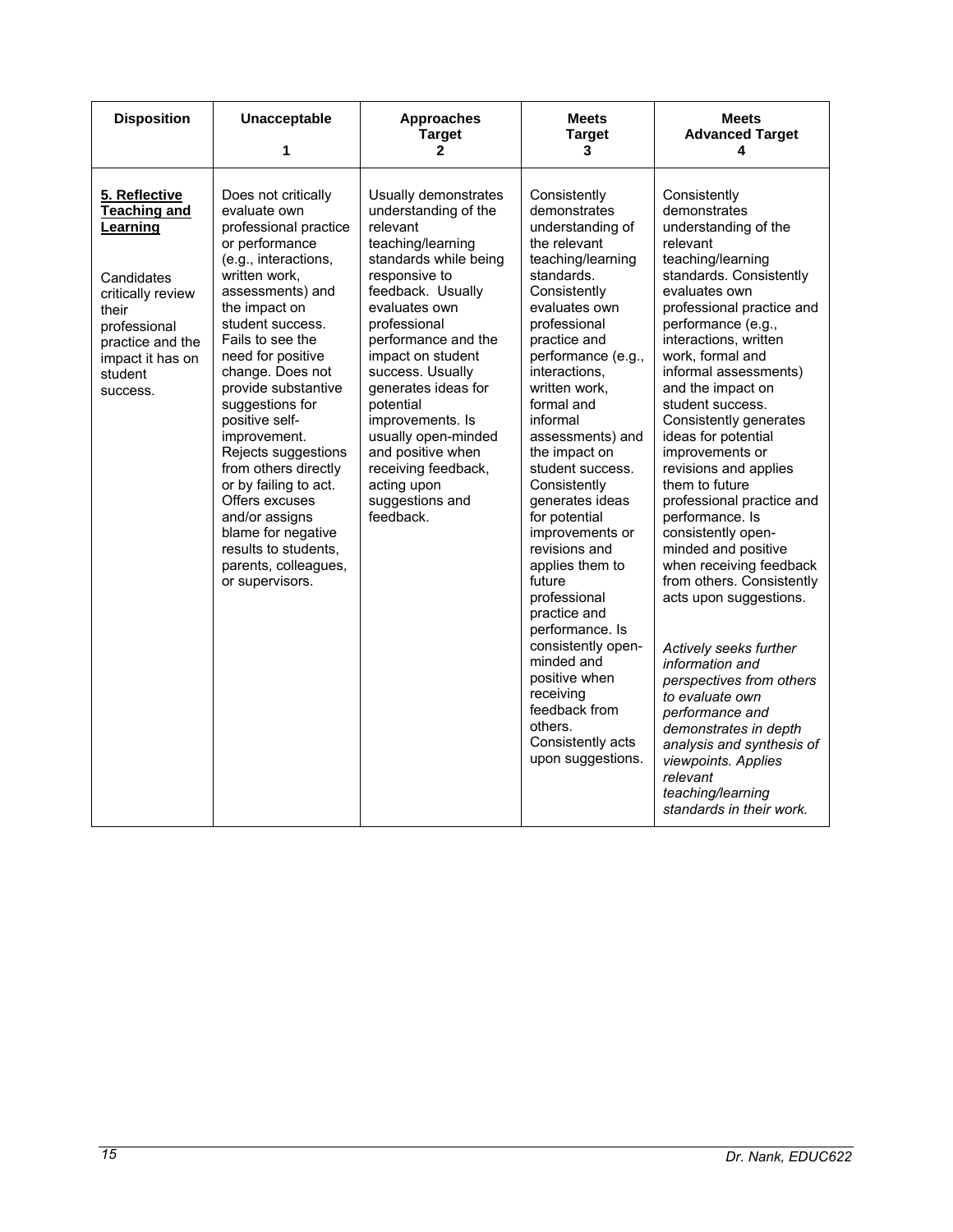| Disposition | Unacceptable<br>1 | Approaches Target<br>2 | Meets Target<br>3 | Meets Advanced Target<br>4 |
|---|---|---|---|---|
| **5. Reflective Teaching and Learning**<br><br>Candidates critically review their professional practice and the impact it has on student success. | Does not critically evaluate own professional practice or performance (e.g., interactions, written work, assessments) and the impact on student success. Fails to see the need for positive change. Does not provide substantive suggestions for positive self-improvement. Rejects suggestions from others directly or by failing to act. Offers excuses and/or assigns blame for negative results to students, parents, colleagues, or supervisors. | Usually demonstrates understanding of the relevant teaching/learning standards while being responsive to feedback. Usually evaluates own professional performance and the impact on student success. Usually generates ideas for potential improvements. Is usually open-minded and positive when receiving feedback, acting upon suggestions and feedback. | Consistently demonstrates understanding of the relevant teaching/learning standards. Consistently evaluates own professional practice and performance (e.g., interactions, written work, formal and informal assessments) and the impact on student success. Consistently generates ideas for potential improvements or revisions and applies them to future professional practice and performance. Is consistently open-minded and positive when receiving feedback from others. Consistently acts upon suggestions. | Consistently demonstrates understanding of the relevant teaching/learning standards. Consistently evaluates own professional practice and performance (e.g., interactions, written work, formal and informal assessments) and the impact on student success. Consistently generates ideas for potential improvements or revisions and applies them to future professional practice and performance. Is consistently open-minded and positive when receiving feedback from others. Consistently acts upon suggestions.<br><br>*Actively seeks further information and perspectives from others to evaluate own performance and demonstrates in depth analysis and synthesis of viewpoints. Applies relevant teaching/learning standards in their work.* |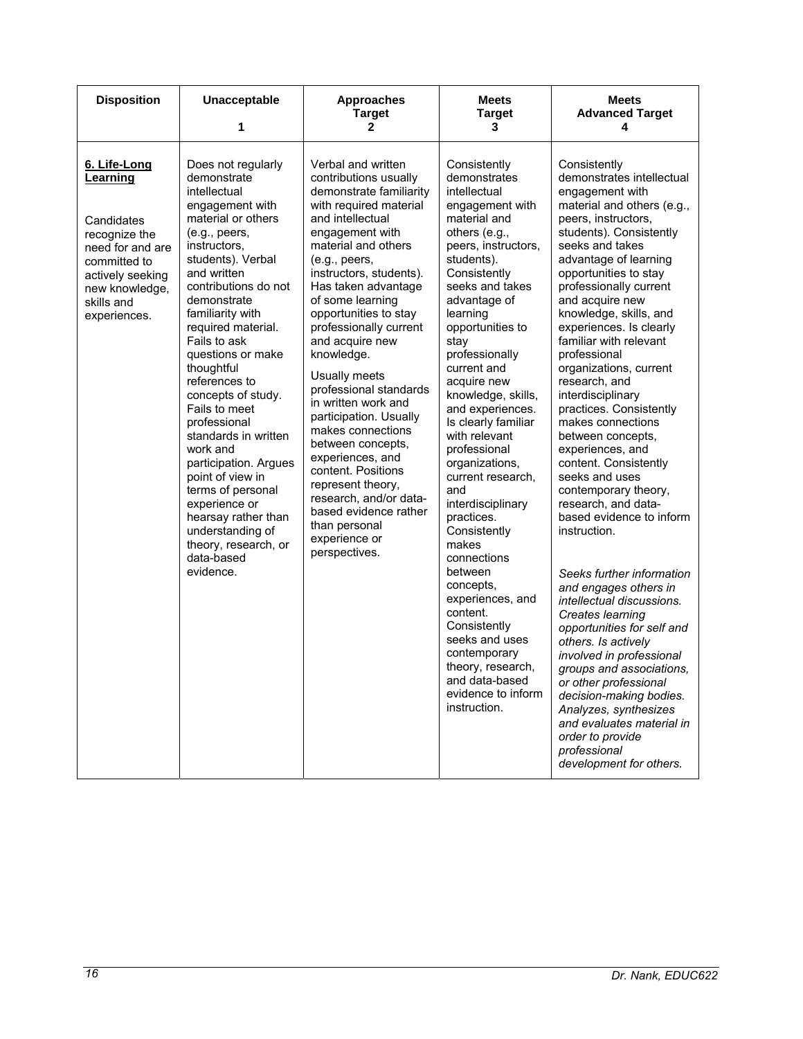| Disposition | Unacceptable<br>1 | Approaches Target<br>2 | Meets Target<br>3 | Meets Advanced Target<br>4 |
| --- | --- | --- | --- | --- |
| **6. Life-Long Learning**<br><br>Candidates recognize the need for and are committed to actively seeking new knowledge, skills and experiences. | Does not regularly demonstrate intellectual engagement with material or others (e.g., peers, instructors, students). Verbal and written contributions do not demonstrate familiarity with required material. Fails to ask questions or make thoughtful references to concepts of study. Fails to meet professional standards in written work and participation. Argues point of view in terms of personal experience or hearsay rather than understanding of theory, research, or data-based evidence. | Verbal and written contributions usually demonstrate familiarity with required material and intellectual engagement with material and others (e.g., peers, instructors, students). Has taken advantage of some learning opportunities to stay professionally current and acquire new knowledge.<br><br>Usually meets professional standards in written work and participation. Usually makes connections between concepts, experiences, and content. Positions represent theory, research, and/or data-based evidence rather than personal experience or perspectives. | Consistently demonstrates intellectual engagement with material and others (e.g., peers, instructors, students). Consistently seeks and takes advantage of learning opportunities to stay professionally current and acquire new knowledge, skills, and experiences. Is clearly familiar with relevant professional organizations, current research, and interdisciplinary practices. Consistently makes connections between concepts, experiences, and content. Consistently seeks and uses contemporary theory, research, and data-based evidence to inform instruction. | Consistently demonstrates intellectual engagement with material and others (e.g., peers, instructors, students). Consistently seeks and takes advantage of learning opportunities to stay professionally current and acquire new knowledge, skills, and experiences. Is clearly familiar with relevant professional organizations, current research, and interdisciplinary practices. Consistently makes connections between concepts, experiences, and content. Consistently seeks and uses contemporary theory, research, and data-based evidence to inform instruction.<br><br>*Seeks further information and engages others in intellectual discussions. Creates learning opportunities for self and others. Is actively involved in professional groups and associations, or other professional decision-making bodies. Analyzes, synthesizes and evaluates material in order to provide professional development for others.* |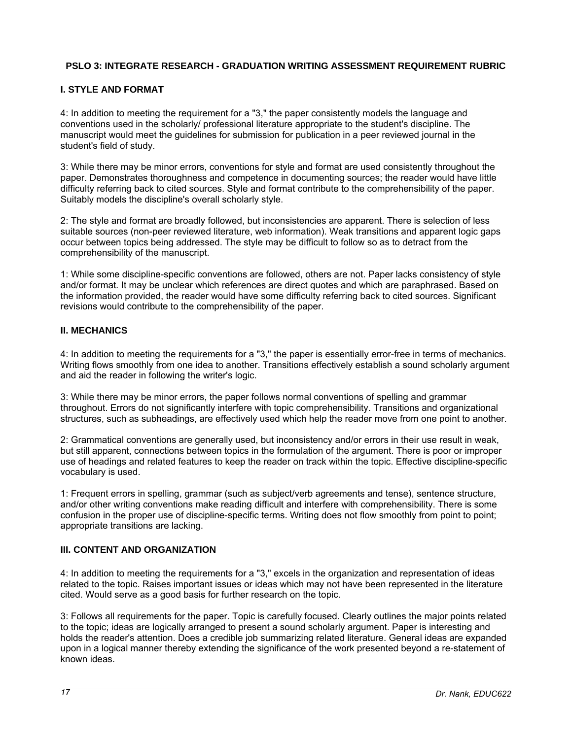## PSLO 3: INTEGRATE RESEARCH - GRADUATION WRITING ASSESSMENT REQUIREMENT RUBRIC

### I. STYLE AND FORMAT

4: In addition to meeting the requirement for a "3," the paper consistently models the language and conventions used in the scholarly/ professional literature appropriate to the student's discipline. The manuscript would meet the guidelines for submission for publication in a peer reviewed journal in the student's field of study.

3: While there may be minor errors, conventions for style and format are used consistently throughout the paper. Demonstrates thoroughness and competence in documenting sources; the reader would have little difficulty referring back to cited sources. Style and format contribute to the comprehensibility of the paper. Suitably models the discipline's overall scholarly style.

2: The style and format are broadly followed, but inconsistencies are apparent. There is selection of less suitable sources (non-peer reviewed literature, web information). Weak transitions and apparent logic gaps occur between topics being addressed. The style may be difficult to follow so as to detract from the comprehensibility of the manuscript.

1: While some discipline-specific conventions are followed, others are not. Paper lacks consistency of style and/or format. It may be unclear which references are direct quotes and which are paraphrased. Based on the information provided, the reader would have some difficulty referring back to cited sources. Significant revisions would contribute to the comprehensibility of the paper.

### II. MECHANICS

4: In addition to meeting the requirements for a "3," the paper is essentially error-free in terms of mechanics. Writing flows smoothly from one idea to another. Transitions effectively establish a sound scholarly argument and aid the reader in following the writer's logic.

3: While there may be minor errors, the paper follows normal conventions of spelling and grammar throughout. Errors do not significantly interfere with topic comprehensibility. Transitions and organizational structures, such as subheadings, are effectively used which help the reader move from one point to another.

2: Grammatical conventions are generally used, but inconsistency and/or errors in their use result in weak, but still apparent, connections between topics in the formulation of the argument. There is poor or improper use of headings and related features to keep the reader on track within the topic. Effective discipline-specific vocabulary is used.

1: Frequent errors in spelling, grammar (such as subject/verb agreements and tense), sentence structure, and/or other writing conventions make reading difficult and interfere with comprehensibility. There is some confusion in the proper use of discipline-specific terms. Writing does not flow smoothly from point to point; appropriate transitions are lacking.

### III. CONTENT AND ORGANIZATION

4: In addition to meeting the requirements for a "3," excels in the organization and representation of ideas related to the topic. Raises important issues or ideas which may not have been represented in the literature cited. Would serve as a good basis for further research on the topic.

3: Follows all requirements for the paper. Topic is carefully focused. Clearly outlines the major points related to the topic; ideas are logically arranged to present a sound scholarly argument. Paper is interesting and holds the reader's attention. Does a credible job summarizing related literature. General ideas are expanded upon in a logical manner thereby extending the significance of the work presented beyond a re-statement of known ideas.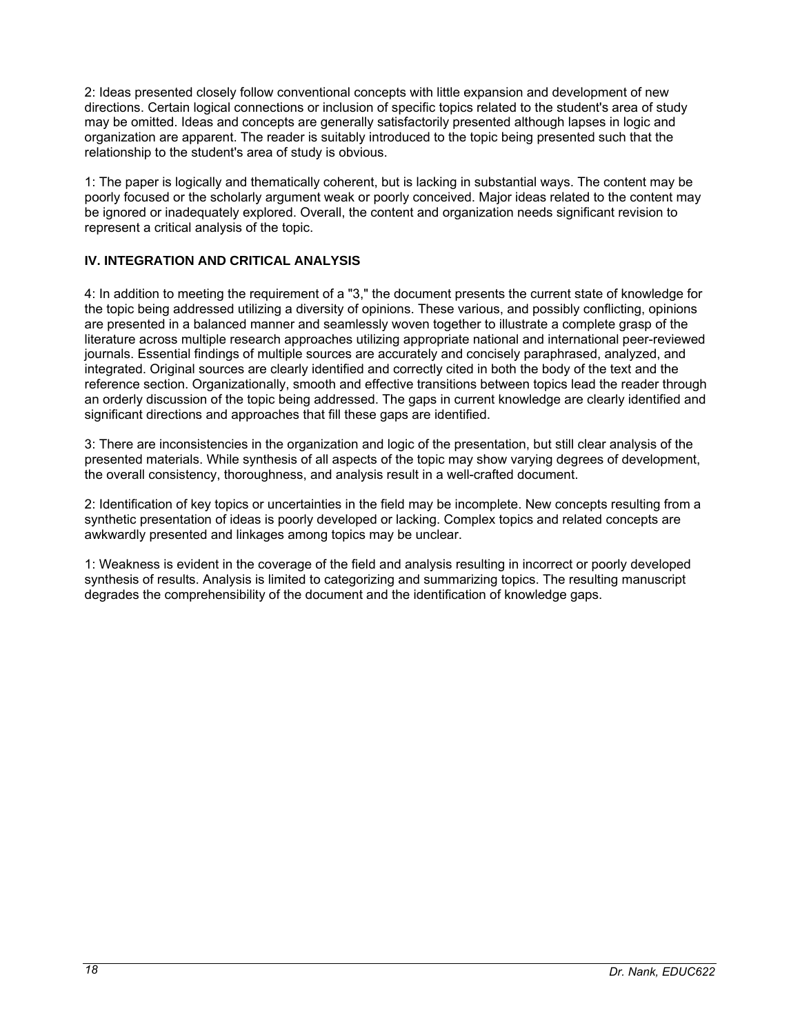2: Ideas presented closely follow conventional concepts with little expansion and development of new directions. Certain logical connections or inclusion of specific topics related to the student's area of study may be omitted. Ideas and concepts are generally satisfactorily presented although lapses in logic and organization are apparent. The reader is suitably introduced to the topic being presented such that the relationship to the student's area of study is obvious.

1: The paper is logically and thematically coherent, but is lacking in substantial ways. The content may be poorly focused or the scholarly argument weak or poorly conceived. Major ideas related to the content may be ignored or inadequately explored. Overall, the content and organization needs significant revision to represent a critical analysis of the topic.

### IV. INTEGRATION AND CRITICAL ANALYSIS

4: In addition to meeting the requirement of a "3," the document presents the current state of knowledge for the topic being addressed utilizing a diversity of opinions. These various, and possibly conflicting, opinions are presented in a balanced manner and seamlessly woven together to illustrate a complete grasp of the literature across multiple research approaches utilizing appropriate national and international peer-reviewed journals. Essential findings of multiple sources are accurately and concisely paraphrased, analyzed, and integrated. Original sources are clearly identified and correctly cited in both the body of the text and the reference section. Organizationally, smooth and effective transitions between topics lead the reader through an orderly discussion of the topic being addressed. The gaps in current knowledge are clearly identified and significant directions and approaches that fill these gaps are identified.

3: There are inconsistencies in the organization and logic of the presentation, but still clear analysis of the presented materials. While synthesis of all aspects of the topic may show varying degrees of development, the overall consistency, thoroughness, and analysis result in a well-crafted document.

2: Identification of key topics or uncertainties in the field may be incomplete. New concepts resulting from a synthetic presentation of ideas is poorly developed or lacking. Complex topics and related concepts are awkwardly presented and linkages among topics may be unclear.

1: Weakness is evident in the coverage of the field and analysis resulting in incorrect or poorly developed synthesis of results. Analysis is limited to categorizing and summarizing topics. The resulting manuscript degrades the comprehensibility of the document and the identification of knowledge gaps.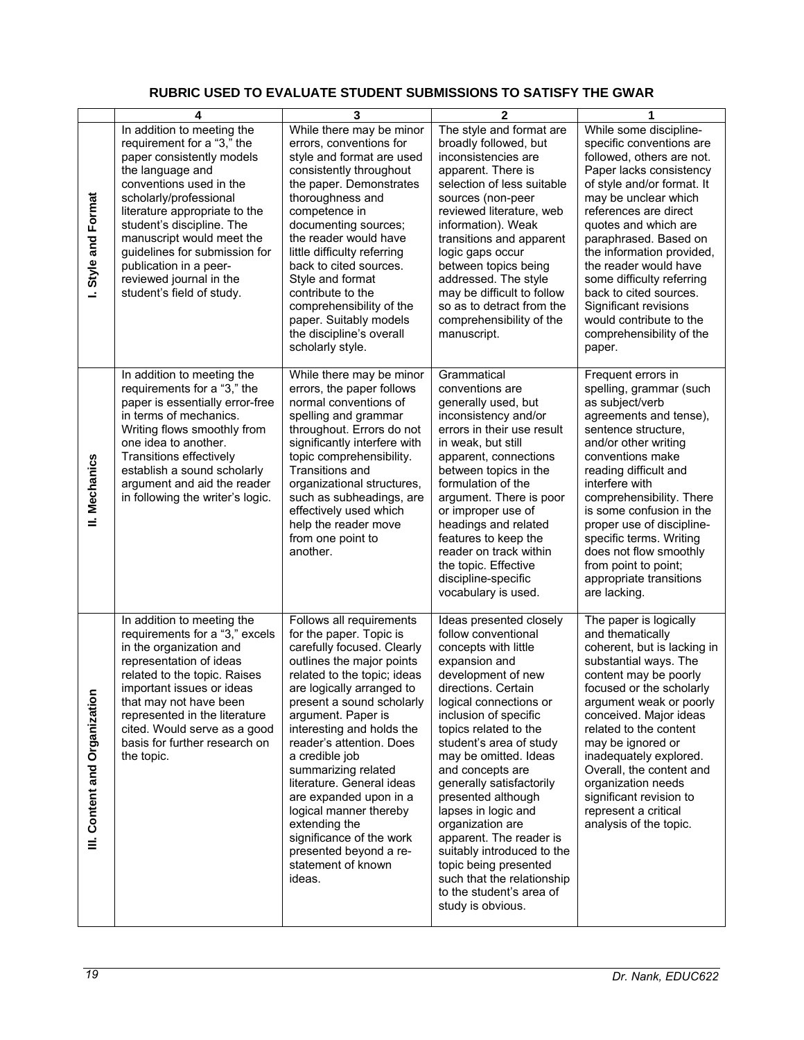## RUBRIC USED TO EVALUATE STUDENT SUBMISSIONS TO SATISFY THE GWAR

| | 4 | 3 | 2 | 1 |
|---|---|---|---|---|
| I. Style and Format | In addition to meeting the requirement for a "3," the paper consistently models the language and conventions used in the scholarly/professional literature appropriate to the student's discipline. The manuscript would meet the guidelines for submission for publication in a peer-reviewed journal in the student's field of study. | While there may be minor errors, conventions for style and format are used consistently throughout the paper. Demonstrates thoroughness and competence in documenting sources; the reader would have little difficulty referring back to cited sources. Style and format contribute to the comprehensibility of the paper. Suitably models the discipline's overall scholarly style. | The style and format are broadly followed, but inconsistencies are apparent. There is selection of less suitable sources (non-peer reviewed literature, web information). Weak transitions and apparent logic gaps occur between topics being addressed. The style may be difficult to follow so as to detract from the comprehensibility of the manuscript. | While some discipline-specific conventions are followed, others are not. Paper lacks consistency of style and/or format. It may be unclear which references are direct quotes and which are paraphrased. Based on the information provided, the reader would have some difficulty referring back to cited sources. Significant revisions would contribute to the comprehensibility of the paper. |
| II. Mechanics | In addition to meeting the requirements for a "3," the paper is essentially error-free in terms of mechanics. Writing flows smoothly from one idea to another. Transitions effectively establish a sound scholarly argument and aid the reader in following the writer's logic. | While there may be minor errors, the paper follows normal conventions of spelling and grammar throughout. Errors do not significantly interfere with topic comprehensibility. Transitions and organizational structures, such as subheadings, are effectively used which help the reader move from one point to another. | Grammatical conventions are generally used, but inconsistency and/or errors in their use result in weak, but still apparent, connections between topics in the formulation of the argument. There is poor or improper use of headings and related features to keep the reader on track within the topic. Effective discipline-specific vocabulary is used. | Frequent errors in spelling, grammar (such as subject/verb agreements and tense), sentence structure, and/or other writing conventions make reading difficult and interfere with comprehensibility. There is some confusion in the proper use of discipline-specific terms. Writing does not flow smoothly from point to point; appropriate transitions are lacking. |
| III. Content and Organization | In addition to meeting the requirements for a "3," excels in the organization and representation of ideas related to the topic. Raises important issues or ideas that may not have been represented in the literature cited. Would serve as a good basis for further research on the topic. | Follows all requirements for the paper. Topic is carefully focused. Clearly outlines the major points related to the topic; ideas are logically arranged to present a sound scholarly argument. Paper is interesting and holds the reader's attention. Does a credible job summarizing related literature. General ideas are expanded upon in a logical manner thereby extending the significance of the work presented beyond a re-statement of known ideas. | Ideas presented closely follow conventional concepts with little expansion and development of new directions. Certain logical connections or inclusion of specific topics related to the student's area of study may be omitted. Ideas and concepts are generally satisfactorily presented although lapses in logic and organization are apparent. The reader is suitably introduced to the topic being presented such that the relationship to the student's area of study is obvious. | The paper is logically and thematically coherent, but is lacking in substantial ways. The content may be poorly focused or the scholarly argument weak or poorly conceived. Major ideas related to the content may be ignored or inadequately explored. Overall, the content and organization needs significant revision to represent a critical analysis of the topic. |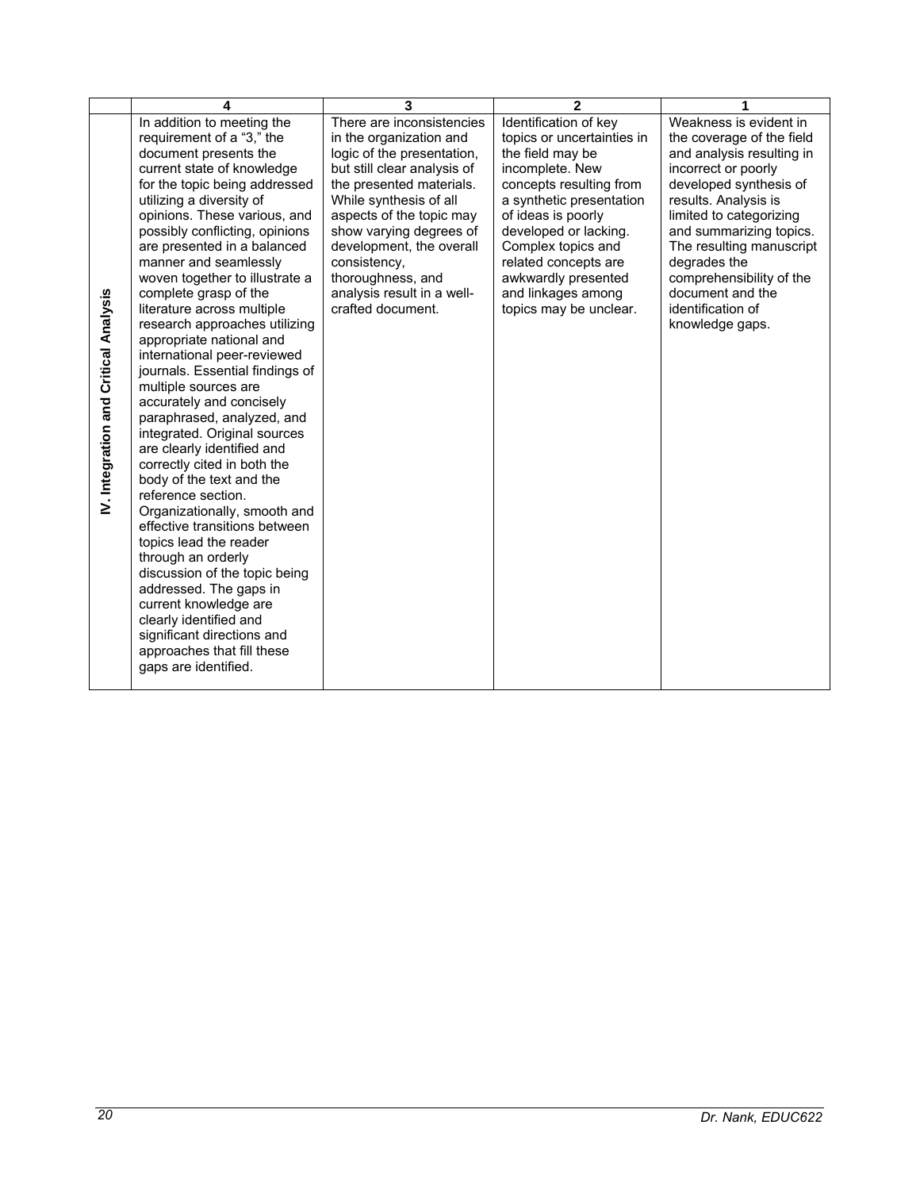| | 4 | 3 | 2 | 1 |
|---|---|---|---|---|
| **IV. Integration and Critical Analysis** | In addition to meeting the requirement of a "3," the document presents the current state of knowledge for the topic being addressed utilizing a diversity of opinions. These various, and possibly conflicting, opinions are presented in a balanced manner and seamlessly woven together to illustrate a complete grasp of the literature across multiple research approaches utilizing appropriate national and international peer-reviewed journals. Essential findings of multiple sources are accurately and concisely paraphrased, analyzed, and integrated. Original sources are clearly identified and correctly cited in both the body of the text and the reference section. Organizationally, smooth and effective transitions between topics lead the reader through an orderly discussion of the topic being addressed. The gaps in current knowledge are clearly identified and significant directions and approaches that fill these gaps are identified. | There are inconsistencies in the organization and logic of the presentation, but still clear analysis of the presented materials. While synthesis of all aspects of the topic may show varying degrees of development, the overall consistency, thoroughness, and analysis result in a well-crafted document. | Identification of key topics or uncertainties in the field may be incomplete. New concepts resulting from a synthetic presentation of ideas is poorly developed or lacking. Complex topics and related concepts are awkwardly presented and linkages among topics may be unclear. | Weakness is evident in the coverage of the field and analysis resulting in incorrect or poorly developed synthesis of results. Analysis is limited to categorizing and summarizing topics. The resulting manuscript degrades the comprehensibility of the document and the identification of knowledge gaps. |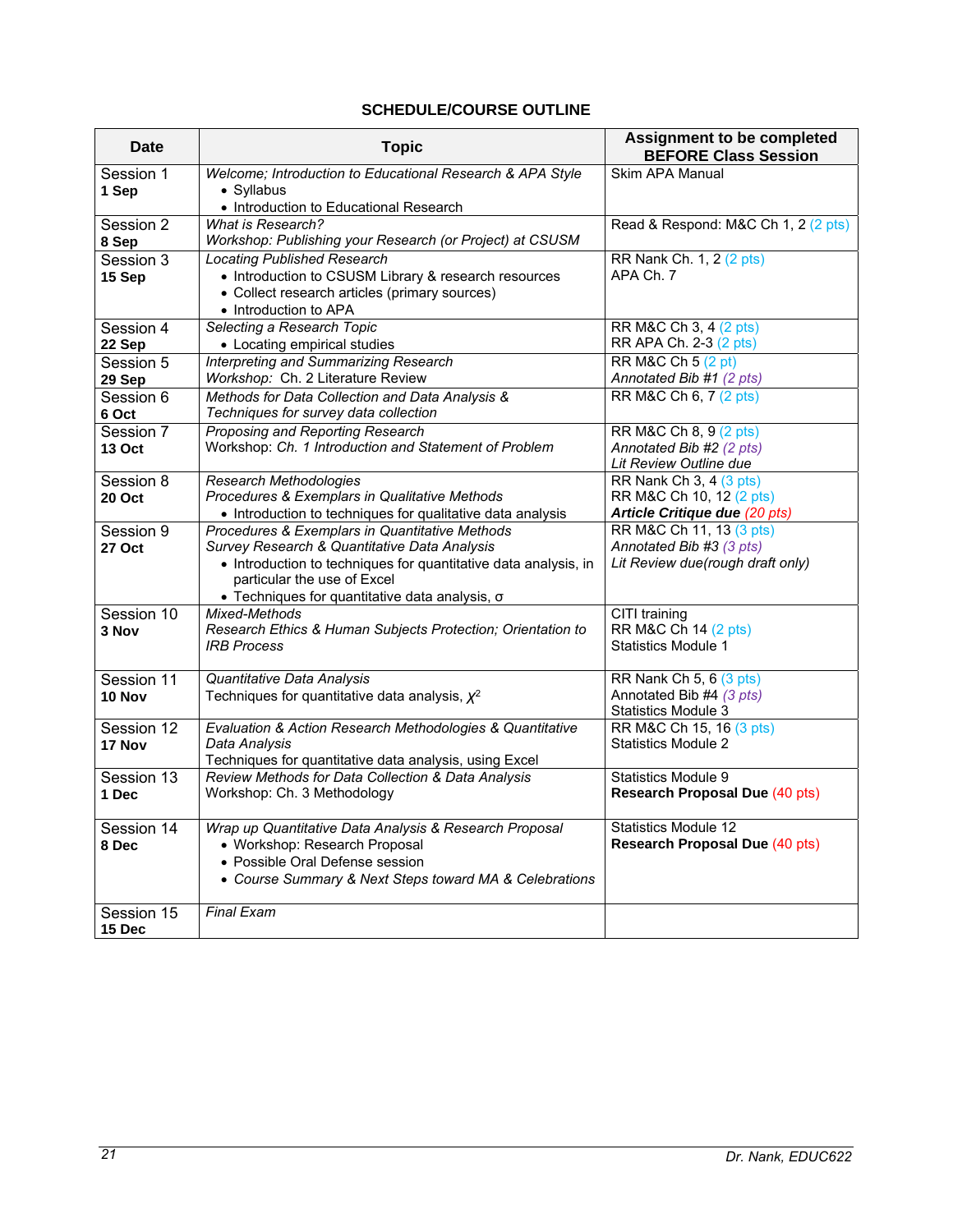**SCHEDULE/COURSE OUTLINE**

| Date | Topic | Assignment to be completed BEFORE Class Session |
|---|---|---|
| Session 1 **1 Sep** | *Welcome; Introduction to Educational Research & APA Style*<br>• Syllabus<br>• Introduction to Educational Research | Skim APA Manual |
| Session 2 **8 Sep** | *What is Research?*<br>*Workshop: Publishing your Research (or Project) at CSUSM* | Read & Respond: M&C Ch 1, 2 (2 pts) |
| Session 3 **15 Sep** | *Locating Published Research*<br>• Introduction to CSUSM Library & research resources<br>• Collect research articles (primary sources)<br>• Introduction to APA | RR Nank Ch. 1, 2 (2 pts)<br>APA Ch. 7 |
| Session 4 **22 Sep** | *Selecting a Research Topic*<br>• Locating empirical studies | RR M&C Ch 3, 4 (2 pts)<br>RR APA Ch. 2-3 (2 pts) |
| Session 5 **29 Sep** | *Interpreting and Summarizing Research*<br>*Workshop: Ch. 2 Literature Review* | RR M&C Ch 5 (2 pt)<br>*Annotated Bib #1 (2 pts)* |
| Session 6 **6 Oct** | *Methods for Data Collection and Data Analysis & Techniques for survey data collection* | RR M&C Ch 6, 7 (2 pts) |
| Session 7 **13 Oct** | *Proposing and Reporting Research*<br>Workshop: *Ch. 1 Introduction and Statement of Problem* | RR M&C Ch 8, 9 (2 pts)<br>*Annotated Bib #2 (2 pts)*<br>*Lit Review Outline due* |
| Session 8 **20 Oct** | *Research Methodologies*<br>*Procedures & Exemplars in Qualitative Methods*<br>• Introduction to techniques for qualitative data analysis | RR Nank Ch 3, 4 (3 pts)<br>RR M&C Ch 10, 12 (2 pts)<br>***Article Critique due** (20 pts)* |
| Session 9 **27 Oct** | *Procedures & Exemplars in Quantitative Methods*<br>*Survey Research & Quantitative Data Analysis*<br>• Introduction to techniques for quantitative data analysis, in particular the use of Excel<br>• Techniques for quantitative data analysis, σ | RR M&C Ch 11, 13 (3 pts)<br>*Annotated Bib #3 (3 pts)*<br>*Lit Review due(rough draft only)* |
| Session 10 **3 Nov** | *Mixed-Methods*<br>*Research Ethics & Human Subjects Protection; Orientation to IRB Process* | CITI training<br>RR M&C Ch 14 (2 pts)<br>Statistics Module 1 |
| Session 11 **10 Nov** | *Quantitative Data Analysis*<br>Techniques for quantitative data analysis, $\chi^2$ | RR Nank Ch 5, 6 (3 pts)<br>Annotated Bib #4 *(3 pts)*<br>Statistics Module 3 |
| Session 12 **17 Nov** | *Evaluation & Action Research Methodologies & Quantitative Data Analysis*<br>Techniques for quantitative data analysis, using Excel | RR M&C Ch 15, 16 (3 pts)<br>Statistics Module 2 |
| Session 13 **1 Dec** | *Review Methods for Data Collection & Data Analysis*<br>Workshop: Ch. 3 Methodology | Statistics Module 9<br>**Research Proposal Due** (40 pts) |
| Session 14 **8 Dec** | *Wrap up Quantitative Data Analysis & Research Proposal*<br>• Workshop: Research Proposal<br>• Possible Oral Defense session<br>• *Course Summary & Next Steps toward MA & Celebrations* | Statistics Module 12<br>**Research Proposal Due** (40 pts) |
| Session 15 **15 Dec** | *Final Exam* | |